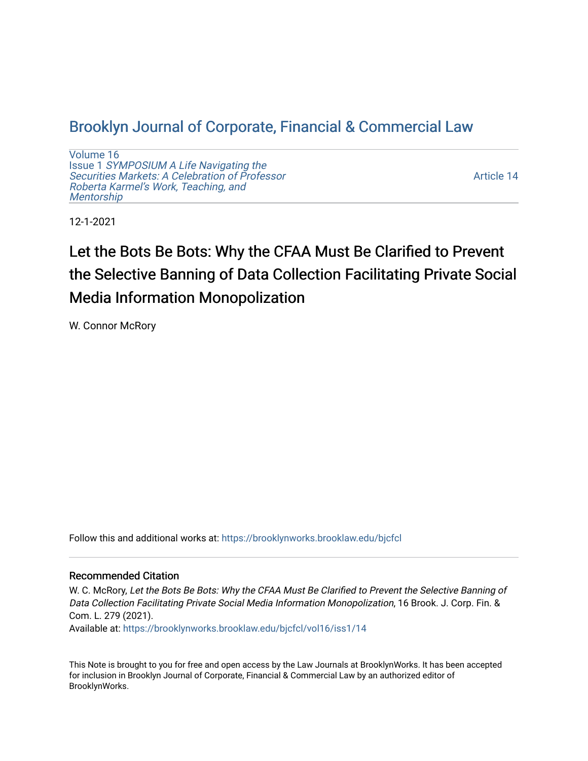# Brooklyn Journal of Corporate, Financial & Commercial Law

Volume 16
Issue 1 *SYMPOSIUM A Life Navigating the Securities Markets: A Celebration of Professor Roberta Karmel's Work, Teaching, and Mentorship*

Article 14

12-1-2021

## Let the Bots Be Bots: Why the CFAA Must Be Clarified to Prevent the Selective Banning of Data Collection Facilitating Private Social Media Information Monopolization

W. Connor McRory

Follow this and additional works at: https://brooklynworks.brooklaw.edu/bjcfcl

### Recommended Citation

W. C. McRory, *Let the Bots Be Bots: Why the CFAA Must Be Clarified to Prevent the Selective Banning of Data Collection Facilitating Private Social Media Information Monopolization*, 16 Brook. J. Corp. Fin. & Com. L. 279 (2021).
Available at: https://brooklynworks.brooklaw.edu/bjcfcl/vol16/iss1/14

This Note is brought to you for free and open access by the Law Journals at BrooklynWorks. It has been accepted for inclusion in Brooklyn Journal of Corporate, Financial & Commercial Law by an authorized editor of BrooklynWorks.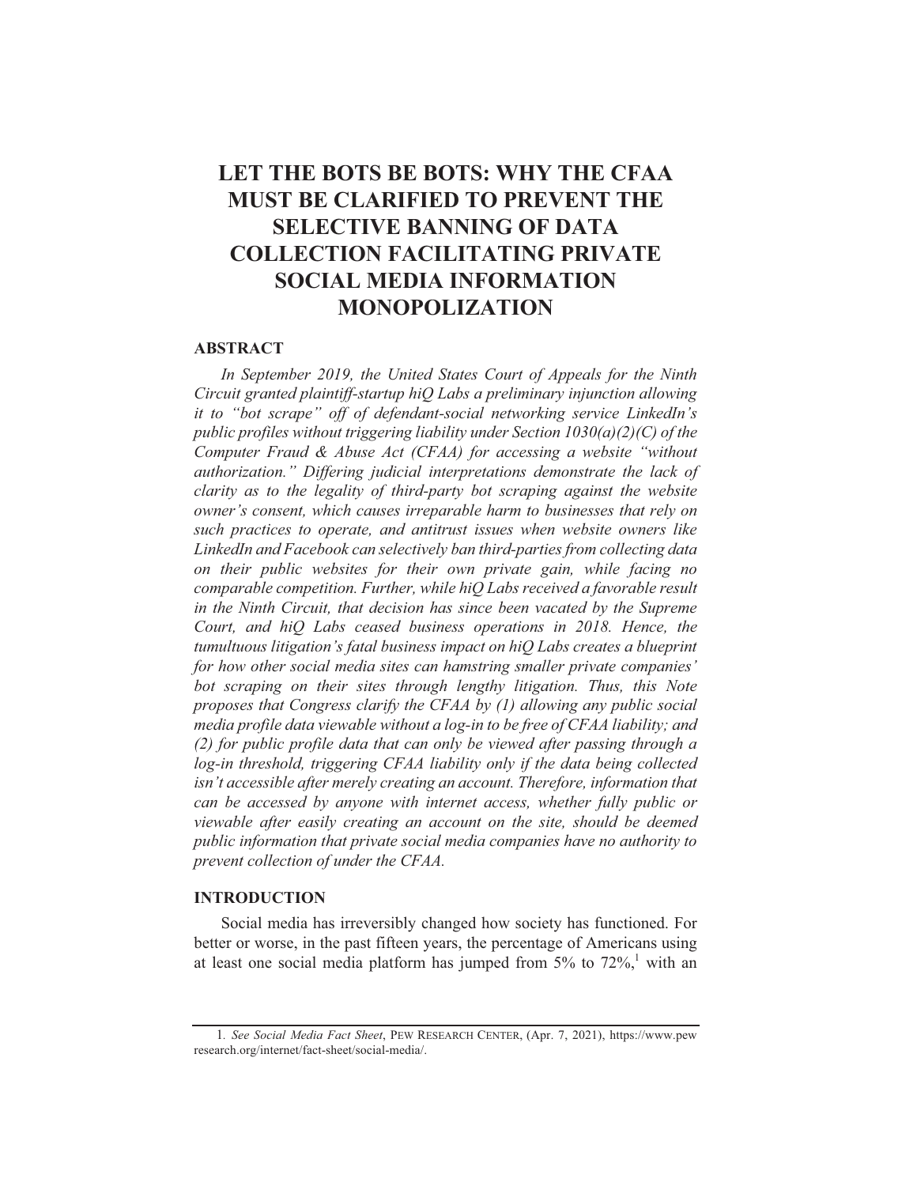# LET THE BOTS BE BOTS: WHY THE CFAA MUST BE CLARIFIED TO PREVENT THE SELECTIVE BANNING OF DATA COLLECTION FACILITATING PRIVATE SOCIAL MEDIA INFORMATION MONOPOLIZATION

## ABSTRACT

*In September 2019, the United States Court of Appeals for the Ninth Circuit granted plaintiff-startup hiQ Labs a preliminary injunction allowing it to "bot scrape" off of defendant-social networking service LinkedIn's public profiles without triggering liability under Section 1030(a)(2)(C) of the Computer Fraud & Abuse Act (CFAA) for accessing a website "without authorization." Differing judicial interpretations demonstrate the lack of clarity as to the legality of third-party bot scraping against the website owner's consent, which causes irreparable harm to businesses that rely on such practices to operate, and antitrust issues when website owners like LinkedIn and Facebook can selectively ban third-parties from collecting data on their public websites for their own private gain, while facing no comparable competition. Further, while hiQ Labs received a favorable result in the Ninth Circuit, that decision has since been vacated by the Supreme Court, and hiQ Labs ceased business operations in 2018. Hence, the tumultuous litigation's fatal business impact on hiQ Labs creates a blueprint for how other social media sites can hamstring smaller private companies' bot scraping on their sites through lengthy litigation. Thus, this Note proposes that Congress clarify the CFAA by (1) allowing any public social media profile data viewable without a log-in to be free of CFAA liability; and (2) for public profile data that can only be viewed after passing through a log-in threshold, triggering CFAA liability only if the data being collected isn't accessible after merely creating an account. Therefore, information that can be accessed by anyone with internet access, whether fully public or viewable after easily creating an account on the site, should be deemed public information that private social media companies have no authority to prevent collection of under the CFAA.*

## INTRODUCTION

Social media has irreversibly changed how society has functioned. For better or worse, in the past fifteen years, the percentage of Americans using at least one social media platform has jumped from 5% to 72%,[1] with an

---

1. *See Social Media Fact Sheet*, PEW RESEARCH CENTER, (Apr. 7, 2021), https://www.pewresearch.org/internet/fact-sheet/social-media/.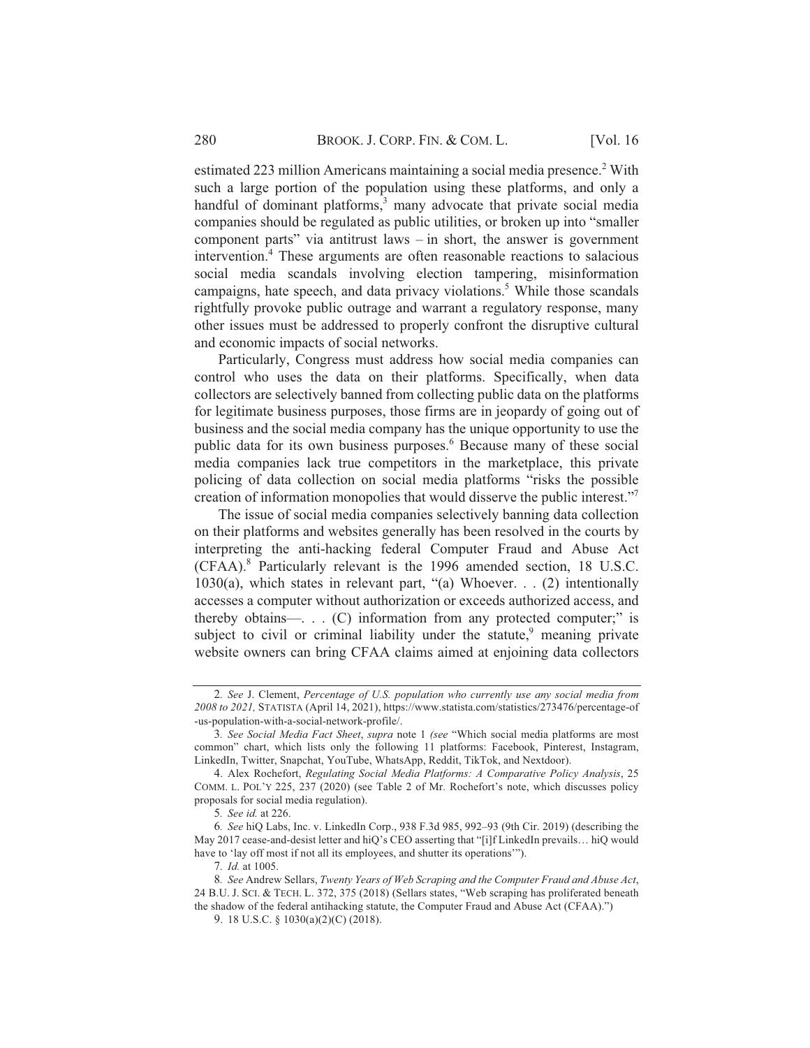estimated 223 million Americans maintaining a social media presence.[2] With such a large portion of the population using these platforms, and only a handful of dominant platforms,[3] many advocate that private social media companies should be regulated as public utilities, or broken up into "smaller component parts" via antitrust laws – in short, the answer is government intervention.[4] These arguments are often reasonable reactions to salacious social media scandals involving election tampering, misinformation campaigns, hate speech, and data privacy violations.[5] While those scandals rightfully provoke public outrage and warrant a regulatory response, many other issues must be addressed to properly confront the disruptive cultural and economic impacts of social networks.

Particularly, Congress must address how social media companies can control who uses the data on their platforms. Specifically, when data collectors are selectively banned from collecting public data on the platforms for legitimate business purposes, those firms are in jeopardy of going out of business and the social media company has the unique opportunity to use the public data for its own business purposes.[6] Because many of these social media companies lack true competitors in the marketplace, this private policing of data collection on social media platforms "risks the possible creation of information monopolies that would disserve the public interest."[7]

The issue of social media companies selectively banning data collection on their platforms and websites generally has been resolved in the courts by interpreting the anti-hacking federal Computer Fraud and Abuse Act (CFAA).[8] Particularly relevant is the 1996 amended section, 18 U.S.C. 1030(a), which states in relevant part, "(a) Whoever. . . (2) intentionally accesses a computer without authorization or exceeds authorized access, and thereby obtains—. . . (C) information from any protected computer;" is subject to civil or criminal liability under the statute,[9] meaning private website owners can bring CFAA claims aimed at enjoining data collectors

---

2. *See* J. Clement, *Percentage of U.S. population who currently use any social media from 2008 to 2021,* STATISTA (April 14, 2021), https://www.statista.com/statistics/273476/percentage-of-us-population-with-a-social-network-profile/.

3. *See Social Media Fact Sheet*, *supra* note 1 *(see* "Which social media platforms are most common" chart, which lists only the following 11 platforms: Facebook, Pinterest, Instagram, LinkedIn, Twitter, Snapchat, YouTube, WhatsApp, Reddit, TikTok, and Nextdoor).

4. Alex Rochefort, *Regulating Social Media Platforms: A Comparative Policy Analysis*, 25 COMM. L. POL'Y 225, 237 (2020) (see Table 2 of Mr. Rochefort's note, which discusses policy proposals for social media regulation).

5. *See id.* at 226.

6. *See* hiQ Labs, Inc. v. LinkedIn Corp., 938 F.3d 985, 992–93 (9th Cir. 2019) (describing the May 2017 cease-and-desist letter and hiQ's CEO asserting that "[i]f LinkedIn prevails… hiQ would have to 'lay off most if not all its employees, and shutter its operations'").

7. *Id.* at 1005.

8. *See* Andrew Sellars, *Twenty Years of Web Scraping and the Computer Fraud and Abuse Act*, 24 B.U. J. SCI. & TECH. L. 372, 375 (2018) (Sellars states, "Web scraping has proliferated beneath the shadow of the federal antihacking statute, the Computer Fraud and Abuse Act (CFAA).")

9. 18 U.S.C. § 1030(a)(2)(C) (2018).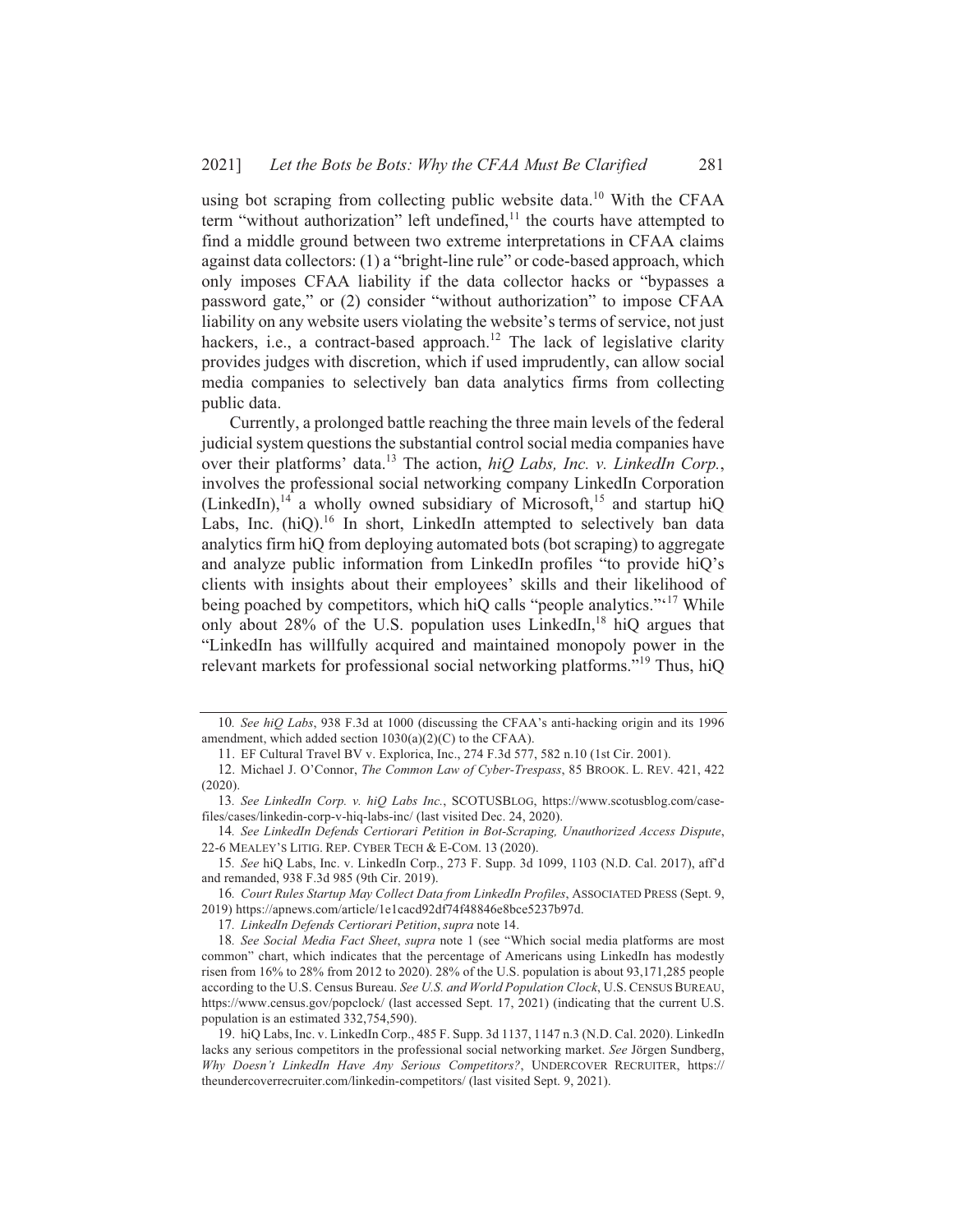using bot scraping from collecting public website data.[10] With the CFAA term "without authorization" left undefined,[11] the courts have attempted to find a middle ground between two extreme interpretations in CFAA claims against data collectors: (1) a "bright-line rule" or code-based approach, which only imposes CFAA liability if the data collector hacks or "bypasses a password gate," or (2) consider "without authorization" to impose CFAA liability on any website users violating the website's terms of service, not just hackers, i.e., a contract-based approach.[12] The lack of legislative clarity provides judges with discretion, which if used imprudently, can allow social media companies to selectively ban data analytics firms from collecting public data.

Currently, a prolonged battle reaching the three main levels of the federal judicial system questions the substantial control social media companies have over their platforms' data.[13] The action, *hiQ Labs, Inc. v. LinkedIn Corp.*, involves the professional social networking company LinkedIn Corporation (LinkedIn),[14] a wholly owned subsidiary of Microsoft,[15] and startup hiQ Labs, Inc. (hiQ).[16] In short, LinkedIn attempted to selectively ban data analytics firm hiQ from deploying automated bots (bot scraping) to aggregate and analyze public information from LinkedIn profiles "to provide hiQ's clients with insights about their employees' skills and their likelihood of being poached by competitors, which hiQ calls "people analytics."'[17] While only about 28% of the U.S. population uses LinkedIn,[18] hiQ argues that "LinkedIn has willfully acquired and maintained monopoly power in the relevant markets for professional social networking platforms."[19] Thus, hiQ

---

10. *See hiQ Labs*, 938 F.3d at 1000 (discussing the CFAA's anti-hacking origin and its 1996 amendment, which added section 1030(a)(2)(C) to the CFAA).

11. EF Cultural Travel BV v. Explorica, Inc., 274 F.3d 577, 582 n.10 (1st Cir. 2001).

12. Michael J. O'Connor, *The Common Law of Cyber-Trespass*, 85 BROOK. L. REV. 421, 422 (2020).

13. *See LinkedIn Corp. v. hiQ Labs Inc.*, SCOTUSBLOG, https://www.scotusblog.com/case-files/cases/linkedin-corp-v-hiq-labs-inc/ (last visited Dec. 24, 2020).

14. *See LinkedIn Defends Certiorari Petition in Bot-Scraping, Unauthorized Access Dispute*, 22-6 MEALEY'S LITIG. REP. CYBER TECH & E-COM. 13 (2020).

15. *See* hiQ Labs, Inc. v. LinkedIn Corp., 273 F. Supp. 3d 1099, 1103 (N.D. Cal. 2017), aff'd and remanded, 938 F.3d 985 (9th Cir. 2019).

16. *Court Rules Startup May Collect Data from LinkedIn Profiles*, ASSOCIATED PRESS (Sept. 9, 2019) https://apnews.com/article/1e1cacd92df74f48846e8bce5237b97d.

17. *LinkedIn Defends Certiorari Petition*, *supra* note 14.

18. *See Social Media Fact Sheet*, *supra* note 1 (see "Which social media platforms are most common" chart, which indicates that the percentage of Americans using LinkedIn has modestly risen from 16% to 28% from 2012 to 2020). 28% of the U.S. population is about 93,171,285 people according to the U.S. Census Bureau. *See U.S. and World Population Clock*, U.S. CENSUS BUREAU, https://www.census.gov/popclock/ (last accessed Sept. 17, 2021) (indicating that the current U.S. population is an estimated 332,754,590).

19. hiQ Labs, Inc. v. LinkedIn Corp., 485 F. Supp. 3d 1137, 1147 n.3 (N.D. Cal. 2020). LinkedIn lacks any serious competitors in the professional social networking market. *See* Jörgen Sundberg, *Why Doesn't LinkedIn Have Any Serious Competitors?*, UNDERCOVER RECRUITER, https://theundercoverrecruiter.com/linkedin-competitors/ (last visited Sept. 9, 2021).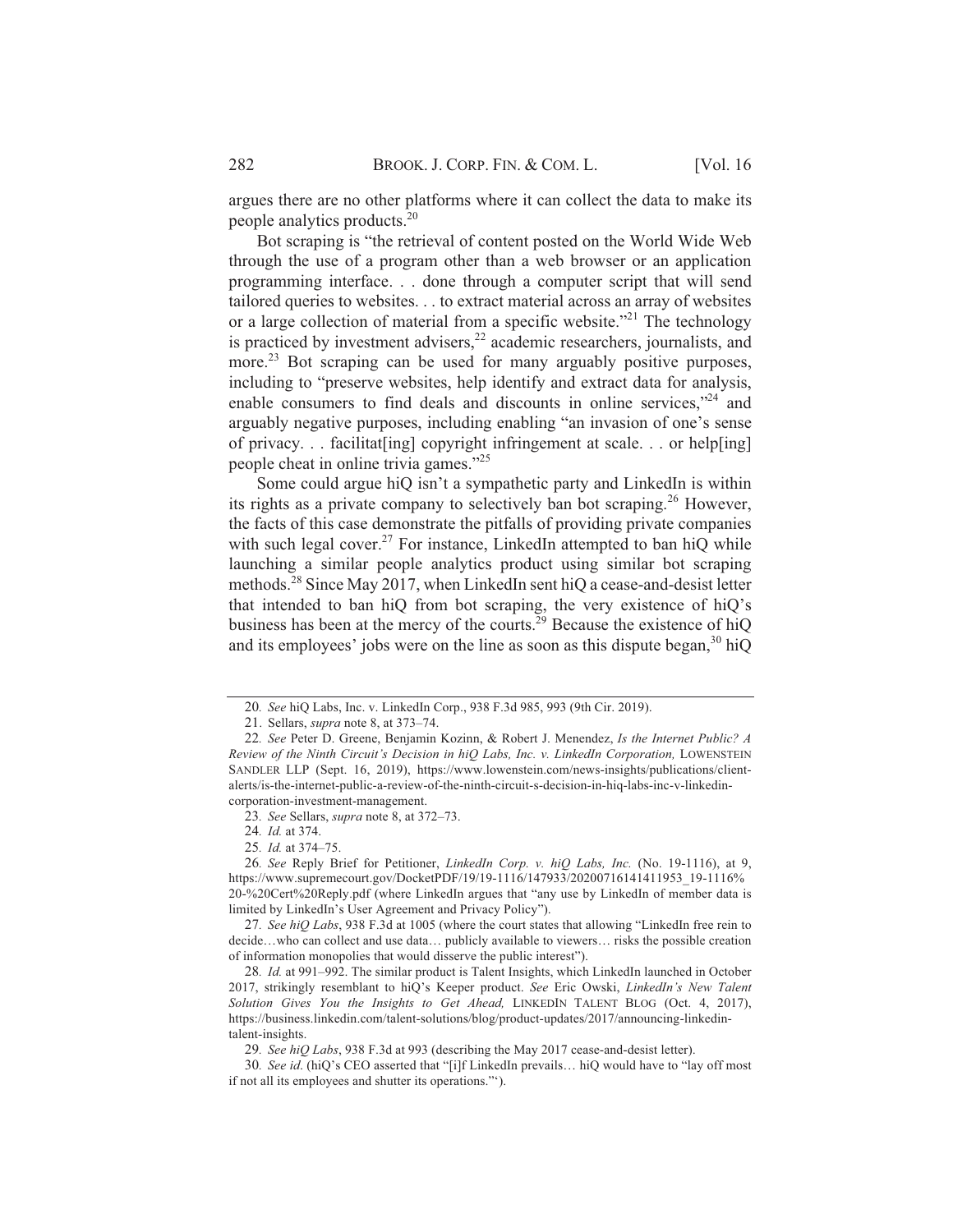argues there are no other platforms where it can collect the data to make its people analytics products.[20]

Bot scraping is "the retrieval of content posted on the World Wide Web through the use of a program other than a web browser or an application programming interface. . . done through a computer script that will send tailored queries to websites. . . to extract material across an array of websites or a large collection of material from a specific website."[21] The technology is practiced by investment advisers,[22] academic researchers, journalists, and more.[23] Bot scraping can be used for many arguably positive purposes, including to "preserve websites, help identify and extract data for analysis, enable consumers to find deals and discounts in online services,"[24] and arguably negative purposes, including enabling "an invasion of one's sense of privacy. . . facilitat[ing] copyright infringement at scale. . . or help[ing] people cheat in online trivia games."[25]

Some could argue hiQ isn't a sympathetic party and LinkedIn is within its rights as a private company to selectively ban bot scraping.[26] However, the facts of this case demonstrate the pitfalls of providing private companies with such legal cover.[27] For instance, LinkedIn attempted to ban hiQ while launching a similar people analytics product using similar bot scraping methods.[28] Since May 2017, when LinkedIn sent hiQ a cease-and-desist letter that intended to ban hiQ from bot scraping, the very existence of hiQ's business has been at the mercy of the courts.[29] Because the existence of hiQ and its employees' jobs were on the line as soon as this dispute began,[30] hiQ

---

20. *See* hiQ Labs, Inc. v. LinkedIn Corp., 938 F.3d 985, 993 (9th Cir. 2019).

21. Sellars, *supra* note 8, at 373–74.

22. *See* Peter D. Greene, Benjamin Kozinn, & Robert J. Menendez, *Is the Internet Public? A Review of the Ninth Circuit's Decision in hiQ Labs, Inc. v. LinkedIn Corporation,* LOWENSTEIN SANDLER LLP (Sept. 16, 2019), https://www.lowenstein.com/news-insights/publications/client-alerts/is-the-internet-public-a-review-of-the-ninth-circuit-s-decision-in-hiq-labs-inc-v-linkedin-corporation-investment-management.

23. *See* Sellars, *supra* note 8, at 372–73.

24. *Id.* at 374.

25. *Id.* at 374–75.

26. *See* Reply Brief for Petitioner, *LinkedIn Corp. v. hiQ Labs, Inc.* (No. 19-1116), at 9, https://www.supremecourt.gov/DocketPDF/19/19-1116/147933/20200716141411953_19-1116%20-%20Cert%20Reply.pdf (where LinkedIn argues that "any use by LinkedIn of member data is limited by LinkedIn's User Agreement and Privacy Policy").

27. *See hiQ Labs*, 938 F.3d at 1005 (where the court states that allowing "LinkedIn free rein to decide…who can collect and use data… publicly available to viewers… risks the possible creation of information monopolies that would disserve the public interest").

28. *Id.* at 991–992. The similar product is Talent Insights, which LinkedIn launched in October 2017, strikingly resemblant to hiQ's Keeper product. *See* Eric Owski, *LinkedIn's New Talent Solution Gives You the Insights to Get Ahead,* LINKEDIN TALENT BLOG (Oct. 4, 2017), https://business.linkedin.com/talent-solutions/blog/product-updates/2017/announcing-linkedin-talent-insights.

29. *See hiQ Labs*, 938 F.3d at 993 (describing the May 2017 cease-and-desist letter).

30. *See id.* (hiQ's CEO asserted that "[i]f LinkedIn prevails… hiQ would have to "lay off most if not all its employees and shutter its operations."').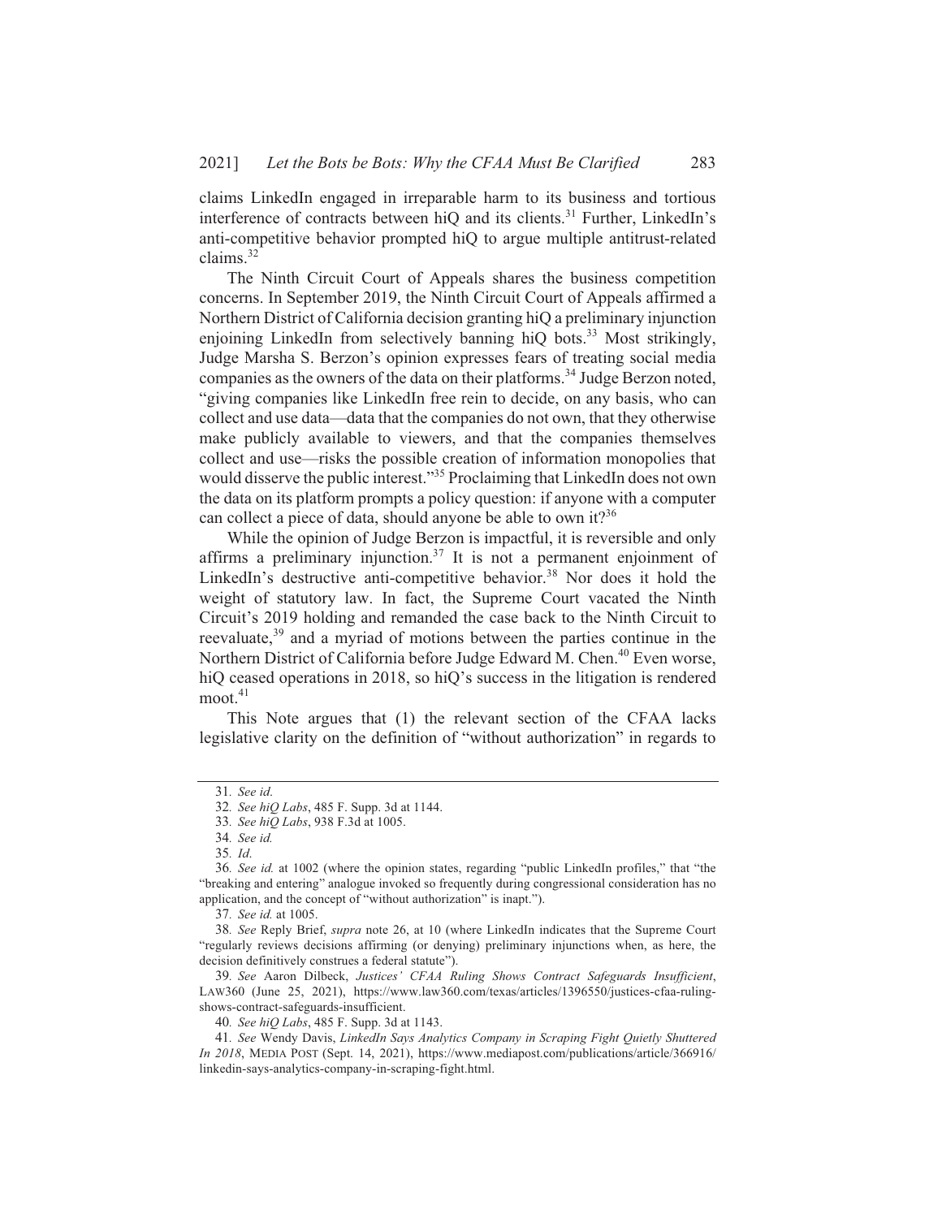claims LinkedIn engaged in irreparable harm to its business and tortious interference of contracts between hiQ and its clients.[31] Further, LinkedIn's anti-competitive behavior prompted hiQ to argue multiple antitrust-related claims.[32]

The Ninth Circuit Court of Appeals shares the business competition concerns. In September 2019, the Ninth Circuit Court of Appeals affirmed a Northern District of California decision granting hiQ a preliminary injunction enjoining LinkedIn from selectively banning hiQ bots.[33] Most strikingly, Judge Marsha S. Berzon's opinion expresses fears of treating social media companies as the owners of the data on their platforms.[34] Judge Berzon noted, "giving companies like LinkedIn free rein to decide, on any basis, who can collect and use data—data that the companies do not own, that they otherwise make publicly available to viewers, and that the companies themselves collect and use—risks the possible creation of information monopolies that would disserve the public interest."[35] Proclaiming that LinkedIn does not own the data on its platform prompts a policy question: if anyone with a computer can collect a piece of data, should anyone be able to own it?[36]

While the opinion of Judge Berzon is impactful, it is reversible and only affirms a preliminary injunction.[37] It is not a permanent enjoinment of LinkedIn's destructive anti-competitive behavior.[38] Nor does it hold the weight of statutory law. In fact, the Supreme Court vacated the Ninth Circuit's 2019 holding and remanded the case back to the Ninth Circuit to reevaluate,[39] and a myriad of motions between the parties continue in the Northern District of California before Judge Edward M. Chen.[40] Even worse, hiQ ceased operations in 2018, so hiQ's success in the litigation is rendered moot.[41]

This Note argues that (1) the relevant section of the CFAA lacks legislative clarity on the definition of "without authorization" in regards to

---

31. *See id*.

32. *See hiQ Labs*, 485 F. Supp. 3d at 1144.

33. *See hiQ Labs*, 938 F.3d at 1005.

34. *See id.*

35. *Id.*

36. *See id.* at 1002 (where the opinion states, regarding "public LinkedIn profiles," that "the "breaking and entering" analogue invoked so frequently during congressional consideration has no application, and the concept of "without authorization" is inapt.").

37. *See id.* at 1005.

38. *See* Reply Brief, *supra* note 26, at 10 (where LinkedIn indicates that the Supreme Court "regularly reviews decisions affirming (or denying) preliminary injunctions when, as here, the decision definitively construes a federal statute").

39. *See* Aaron Dilbeck, *Justices' CFAA Ruling Shows Contract Safeguards Insufficient*, LAW360 (June 25, 2021), https://www.law360.com/texas/articles/1396550/justices-cfaa-ruling-shows-contract-safeguards-insufficient.

40. *See hiQ Labs*, 485 F. Supp. 3d at 1143.

41. *See* Wendy Davis, *LinkedIn Says Analytics Company in Scraping Fight Quietly Shuttered In 2018*, MEDIA POST (Sept. 14, 2021), https://www.mediapost.com/publications/article/366916/linkedin-says-analytics-company-in-scraping-fight.html.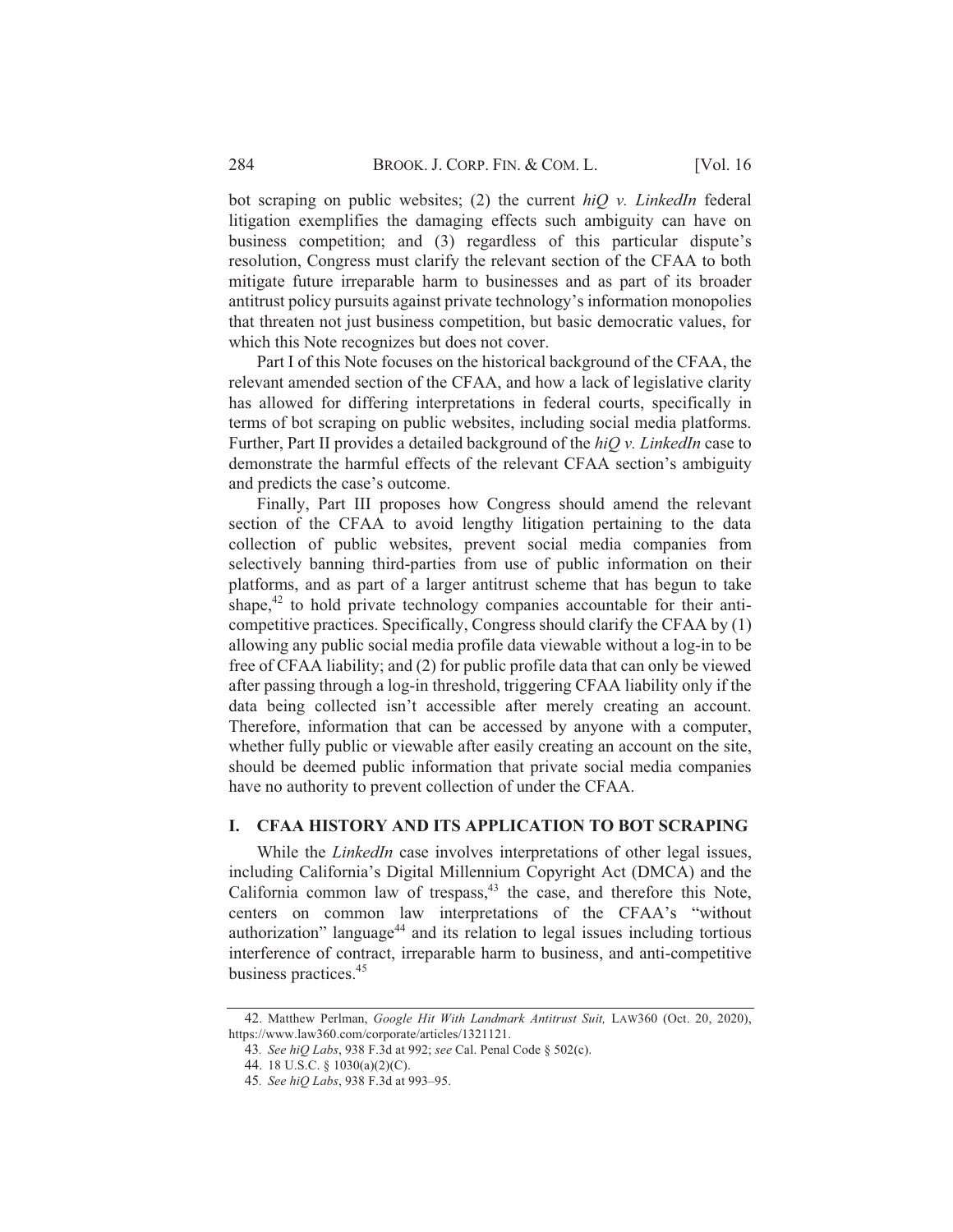bot scraping on public websites; (2) the current *hiQ v. LinkedIn* federal litigation exemplifies the damaging effects such ambiguity can have on business competition; and (3) regardless of this particular dispute's resolution, Congress must clarify the relevant section of the CFAA to both mitigate future irreparable harm to businesses and as part of its broader antitrust policy pursuits against private technology's information monopolies that threaten not just business competition, but basic democratic values, for which this Note recognizes but does not cover.

Part I of this Note focuses on the historical background of the CFAA, the relevant amended section of the CFAA, and how a lack of legislative clarity has allowed for differing interpretations in federal courts, specifically in terms of bot scraping on public websites, including social media platforms. Further, Part II provides a detailed background of the *hiQ v. LinkedIn* case to demonstrate the harmful effects of the relevant CFAA section's ambiguity and predicts the case's outcome.

Finally, Part III proposes how Congress should amend the relevant section of the CFAA to avoid lengthy litigation pertaining to the data collection of public websites, prevent social media companies from selectively banning third-parties from use of public information on their platforms, and as part of a larger antitrust scheme that has begun to take shape,[42] to hold private technology companies accountable for their anti-competitive practices. Specifically, Congress should clarify the CFAA by (1) allowing any public social media profile data viewable without a log-in to be free of CFAA liability; and (2) for public profile data that can only be viewed after passing through a log-in threshold, triggering CFAA liability only if the data being collected isn't accessible after merely creating an account. Therefore, information that can be accessed by anyone with a computer, whether fully public or viewable after easily creating an account on the site, should be deemed public information that private social media companies have no authority to prevent collection of under the CFAA.

## I. CFAA HISTORY AND ITS APPLICATION TO BOT SCRAPING

While the *LinkedIn* case involves interpretations of other legal issues, including California's Digital Millennium Copyright Act (DMCA) and the California common law of trespass,[43] the case, and therefore this Note, centers on common law interpretations of the CFAA's "without authorization" language[44] and its relation to legal issues including tortious interference of contract, irreparable harm to business, and anti-competitive business practices.[45]

---

42. Matthew Perlman, *Google Hit With Landmark Antitrust Suit,* LAW360 (Oct. 20, 2020), https://www.law360.com/corporate/articles/1321121.

43. *See hiQ Labs*, 938 F.3d at 992; *see* Cal. Penal Code § 502(c).

44. 18 U.S.C. § 1030(a)(2)(C).

45. *See hiQ Labs*, 938 F.3d at 993–95.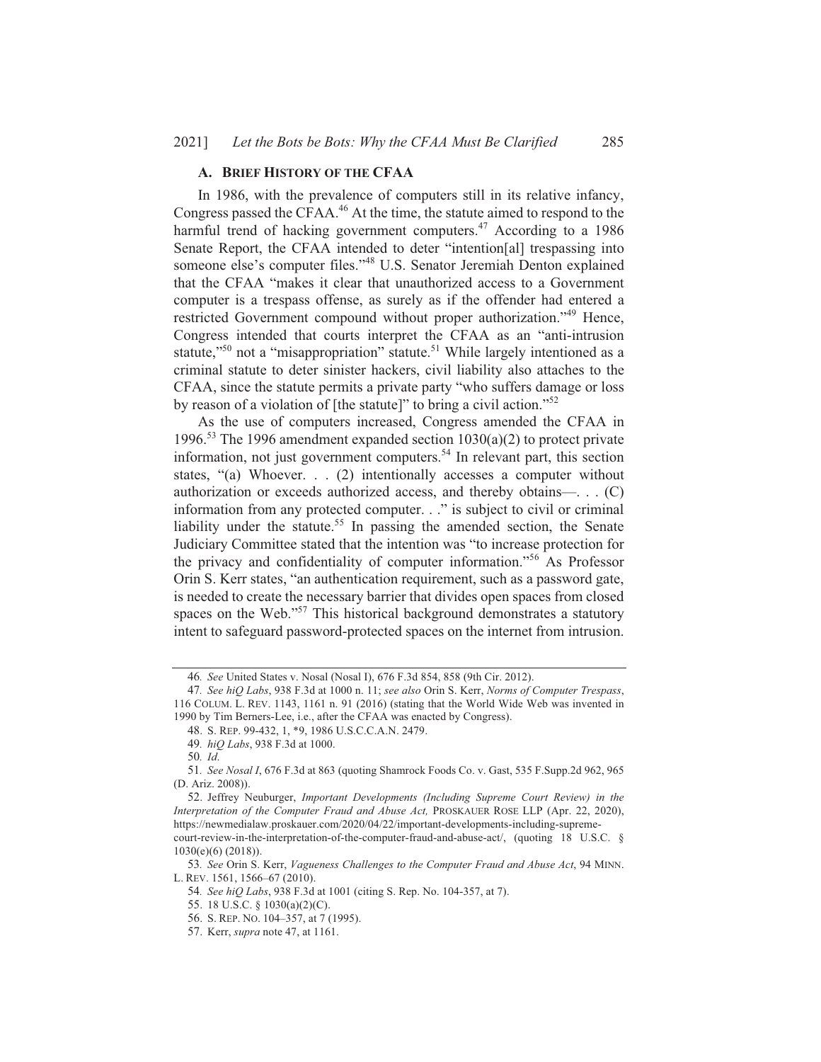### A. Brief History of the CFAA

In 1986, with the prevalence of computers still in its relative infancy, Congress passed the CFAA.[46] At the time, the statute aimed to respond to the harmful trend of hacking government computers.[47] According to a 1986 Senate Report, the CFAA intended to deter "intention[al] trespassing into someone else's computer files."[48] U.S. Senator Jeremiah Denton explained that the CFAA "makes it clear that unauthorized access to a Government computer is a trespass offense, as surely as if the offender had entered a restricted Government compound without proper authorization."[49] Hence, Congress intended that courts interpret the CFAA as an "anti-intrusion statute,"[50] not a "misappropriation" statute.[51] While largely intentioned as a criminal statute to deter sinister hackers, civil liability also attaches to the CFAA, since the statute permits a private party "who suffers damage or loss by reason of a violation of [the statute]" to bring a civil action."[52]

As the use of computers increased, Congress amended the CFAA in 1996.[53] The 1996 amendment expanded section 1030(a)(2) to protect private information, not just government computers.[54] In relevant part, this section states, "(a) Whoever. . . (2) intentionally accesses a computer without authorization or exceeds authorized access, and thereby obtains—. . . (C) information from any protected computer. . ." is subject to civil or criminal liability under the statute.[55] In passing the amended section, the Senate Judiciary Committee stated that the intention was "to increase protection for the privacy and confidentiality of computer information."[56] As Professor Orin S. Kerr states, "an authentication requirement, such as a password gate, is needed to create the necessary barrier that divides open spaces from closed spaces on the Web."[57] This historical background demonstrates a statutory intent to safeguard password-protected spaces on the internet from intrusion.

---

46. *See* United States v. Nosal (Nosal I), 676 F.3d 854, 858 (9th Cir. 2012).

47. *See hiQ Labs*, 938 F.3d at 1000 n. 11; *see also* Orin S. Kerr, *Norms of Computer Trespass*, 116 COLUM. L. REV. 1143, 1161 n. 91 (2016) (stating that the World Wide Web was invented in 1990 by Tim Berners-Lee, i.e., after the CFAA was enacted by Congress).

48. S. REP. 99-432, 1, *9, 1986 U.S.C.C.A.N. 2479.

49. *hiQ Labs*, 938 F.3d at 1000.

50. *Id.*

51. *See Nosal I*, 676 F.3d at 863 (quoting Shamrock Foods Co. v. Gast, 535 F.Supp.2d 962, 965 (D. Ariz. 2008)).

52. Jeffrey Neuburger, *Important Developments (Including Supreme Court Review) in the Interpretation of the Computer Fraud and Abuse Act,* PROSKAUER ROSE LLP (Apr. 22, 2020), https://newmedialaw.proskauer.com/2020/04/22/important-developments-including-supreme-court-review-in-the-interpretation-of-the-computer-fraud-and-abuse-act/, (quoting 18 U.S.C. § 1030(e)(6) (2018)).

53. *See* Orin S. Kerr, *Vagueness Challenges to the Computer Fraud and Abuse Act*, 94 MINN. L. REV. 1561, 1566–67 (2010).

54. *See hiQ Labs*, 938 F.3d at 1001 (citing S. Rep. No. 104-357, at 7).

55. 18 U.S.C. § 1030(a)(2)(C).

56. S. REP. NO. 104–357, at 7 (1995).

57. Kerr, *supra* note 47, at 1161.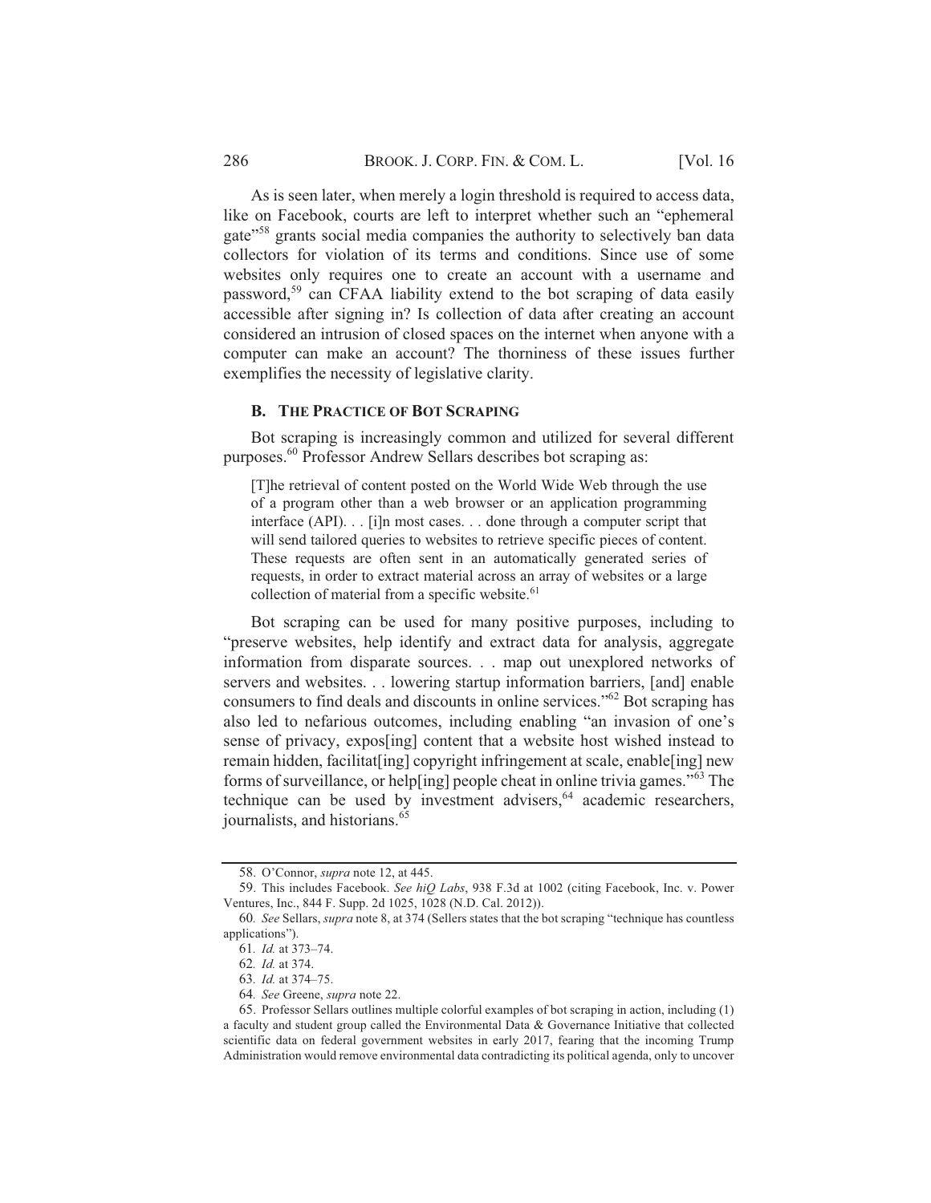As is seen later, when merely a login threshold is required to access data, like on Facebook, courts are left to interpret whether such an "ephemeral gate"[58] grants social media companies the authority to selectively ban data collectors for violation of its terms and conditions. Since use of some websites only requires one to create an account with a username and password,[59] can CFAA liability extend to the bot scraping of data easily accessible after signing in? Is collection of data after creating an account considered an intrusion of closed spaces on the internet when anyone with a computer can make an account? The thorniness of these issues further exemplifies the necessity of legislative clarity.

### B. THE PRACTICE OF BOT SCRAPING

Bot scraping is increasingly common and utilized for several different purposes.[60] Professor Andrew Sellars describes bot scraping as:

> [T]he retrieval of content posted on the World Wide Web through the use of a program other than a web browser or an application programming interface (API). . . [i]n most cases. . . done through a computer script that will send tailored queries to websites to retrieve specific pieces of content. These requests are often sent in an automatically generated series of requests, in order to extract material across an array of websites or a large collection of material from a specific website.[61]

Bot scraping can be used for many positive purposes, including to "preserve websites, help identify and extract data for analysis, aggregate information from disparate sources. . . map out unexplored networks of servers and websites. . . lowering startup information barriers, [and] enable consumers to find deals and discounts in online services."[62] Bot scraping has also led to nefarious outcomes, including enabling "an invasion of one's sense of privacy, expos[ing] content that a website host wished instead to remain hidden, facilitat[ing] copyright infringement at scale, enable[ing] new forms of surveillance, or help[ing] people cheat in online trivia games."[63] The technique can be used by investment advisers,[64] academic researchers, journalists, and historians.[65]

---

58. O'Connor, *supra* note 12, at 445.

59. This includes Facebook. *See hiQ Labs*, 938 F.3d at 1002 (citing Facebook, Inc. v. Power Ventures, Inc., 844 F. Supp. 2d 1025, 1028 (N.D. Cal. 2012)).

60. *See* Sellars, *supra* note 8, at 374 (Sellers states that the bot scraping "technique has countless applications").

61. *Id.* at 373–74.

62. *Id.* at 374.

63. *Id.* at 374–75.

64. *See* Greene, *supra* note 22.

65. Professor Sellars outlines multiple colorful examples of bot scraping in action, including (1) a faculty and student group called the Environmental Data & Governance Initiative that collected scientific data on federal government websites in early 2017, fearing that the incoming Trump Administration would remove environmental data contradicting its political agenda, only to uncover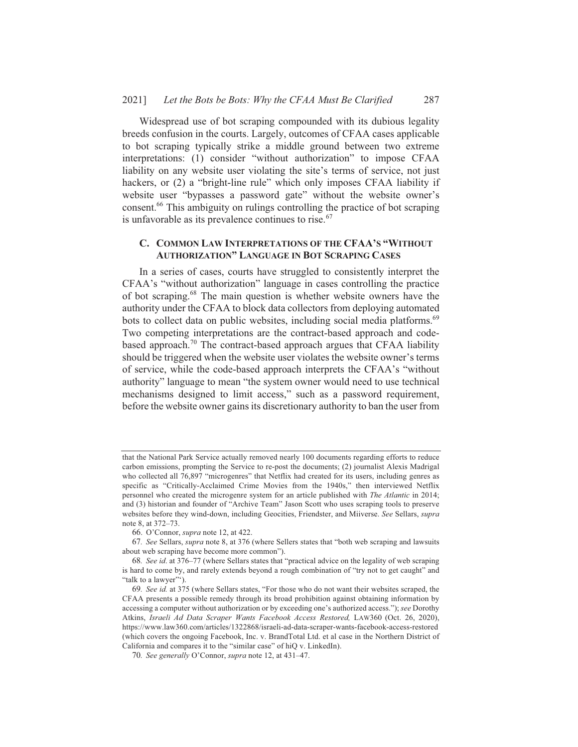Widespread use of bot scraping compounded with its dubious legality breeds confusion in the courts. Largely, outcomes of CFAA cases applicable to bot scraping typically strike a middle ground between two extreme interpretations: (1) consider "without authorization" to impose CFAA liability on any website user violating the site's terms of service, not just hackers, or (2) a "bright-line rule" which only imposes CFAA liability if website user "bypasses a password gate" without the website owner's consent.[66] This ambiguity on rulings controlling the practice of bot scraping is unfavorable as its prevalence continues to rise.[67]

### C. COMMON LAW INTERPRETATIONS OF THE CFAA'S "WITHOUT AUTHORIZATION" LANGUAGE IN BOT SCRAPING CASES

In a series of cases, courts have struggled to consistently interpret the CFAA's "without authorization" language in cases controlling the practice of bot scraping.[68] The main question is whether website owners have the authority under the CFAA to block data collectors from deploying automated bots to collect data on public websites, including social media platforms.[69] Two competing interpretations are the contract-based approach and code-based approach.[70] The contract-based approach argues that CFAA liability should be triggered when the website user violates the website owner's terms of service, while the code-based approach interprets the CFAA's "without authority" language to mean "the system owner would need to use technical mechanisms designed to limit access," such as a password requirement, before the website owner gains its discretionary authority to ban the user from

---

that the National Park Service actually removed nearly 100 documents regarding efforts to reduce carbon emissions, prompting the Service to re-post the documents; (2) journalist Alexis Madrigal who collected all 76,897 "microgenres" that Netflix had created for its users, including genres as specific as "Critically-Acclaimed Crime Movies from the 1940s," then interviewed Netflix personnel who created the microgenre system for an article published with *The Atlantic* in 2014; and (3) historian and founder of "Archive Team" Jason Scott who uses scraping tools to preserve websites before they wind-down, including Geocities, Friendster, and Miiverse. *See* Sellars, *supra* note 8, at 372–73.

66. O'Connor, *supra* note 12, at 422.

67. *See* Sellars, *supra* note 8, at 376 (where Sellers states that "both web scraping and lawsuits about web scraping have become more common").

68. *See id*. at 376–77 (where Sellars states that "practical advice on the legality of web scraping is hard to come by, and rarely extends beyond a rough combination of "try not to get caught" and "talk to a lawyer"').

69. *See id.* at 375 (where Sellars states, "For those who do not want their websites scraped, the CFAA presents a possible remedy through its broad prohibition against obtaining information by accessing a computer without authorization or by exceeding one's authorized access."); *see* Dorothy Atkins, *Israeli Ad Data Scraper Wants Facebook Access Restored,* LAW360 (Oct. 26, 2020), https://www.law360.com/articles/1322868/israeli-ad-data-scraper-wants-facebook-access-restored (which covers the ongoing Facebook, Inc. v. BrandTotal Ltd. et al case in the Northern District of California and compares it to the "similar case" of hiQ v. LinkedIn).

70. *See generally* O'Connor, *supra* note 12, at 431–47.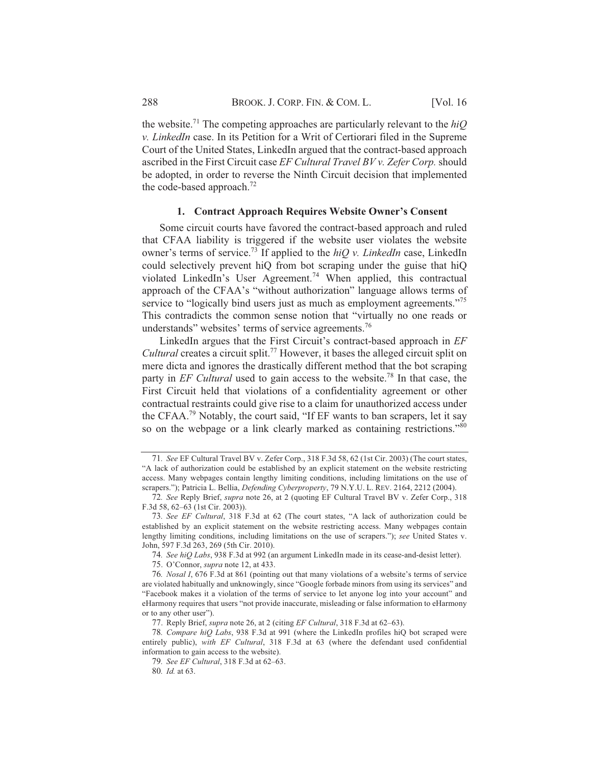the website.[71] The competing approaches are particularly relevant to the *hiQ v. LinkedIn* case. In its Petition for a Writ of Certiorari filed in the Supreme Court of the United States, LinkedIn argued that the contract-based approach ascribed in the First Circuit case *EF Cultural Travel BV v. Zefer Corp.* should be adopted, in order to reverse the Ninth Circuit decision that implemented the code-based approach.[72]

### 1. Contract Approach Requires Website Owner's Consent

Some circuit courts have favored the contract-based approach and ruled that CFAA liability is triggered if the website user violates the website owner's terms of service.[73] If applied to the *hiQ v. LinkedIn* case, LinkedIn could selectively prevent hiQ from bot scraping under the guise that hiQ violated LinkedIn's User Agreement.[74] When applied, this contractual approach of the CFAA's "without authorization" language allows terms of service to "logically bind users just as much as employment agreements."[75] This contradicts the common sense notion that "virtually no one reads or understands" websites' terms of service agreements.[76]

LinkedIn argues that the First Circuit's contract-based approach in *EF Cultural* creates a circuit split.[77] However, it bases the alleged circuit split on mere dicta and ignores the drastically different method that the bot scraping party in *EF Cultural* used to gain access to the website.[78] In that case, the First Circuit held that violations of a confidentiality agreement or other contractual restraints could give rise to a claim for unauthorized access under the CFAA.[79] Notably, the court said, "If EF wants to ban scrapers, let it say so on the webpage or a link clearly marked as containing restrictions."[80]

---

71. *See* EF Cultural Travel BV v. Zefer Corp., 318 F.3d 58, 62 (1st Cir. 2003) (The court states, "A lack of authorization could be established by an explicit statement on the website restricting access. Many webpages contain lengthy limiting conditions, including limitations on the use of scrapers."); Patricia L. Bellia, *Defending Cyberproperty*, 79 N.Y.U. L. REV. 2164, 2212 (2004).

72. *See* Reply Brief, *supra* note 26, at 2 (quoting EF Cultural Travel BV v. Zefer Corp., 318 F.3d 58, 62–63 (1st Cir. 2003)).

73. *See EF Cultural*, 318 F.3d at 62 (The court states, "A lack of authorization could be established by an explicit statement on the website restricting access. Many webpages contain lengthy limiting conditions, including limitations on the use of scrapers."); *see* United States v. John, 597 F.3d 263, 269 (5th Cir. 2010).

74. *See hiQ Labs*, 938 F.3d at 992 (an argument LinkedIn made in its cease-and-desist letter).

75. O'Connor, *supra* note 12, at 433.

76. *Nosal I*, 676 F.3d at 861 (pointing out that many violations of a website's terms of service are violated habitually and unknowingly, since "Google forbade minors from using its services" and "Facebook makes it a violation of the terms of service to let anyone log into your account" and eHarmony requires that users "not provide inaccurate, misleading or false information to eHarmony or to any other user").

77. Reply Brief, *supra* note 26, at 2 (citing *EF Cultural*, 318 F.3d at 62–63).

78. *Compare hiQ Labs*, 938 F.3d at 991 (where the LinkedIn profiles hiQ bot scraped were entirely public), *with EF Cultural*, 318 F.3d at 63 (where the defendant used confidential information to gain access to the website).

79. *See EF Cultural*, 318 F.3d at 62–63.

80. *Id.* at 63.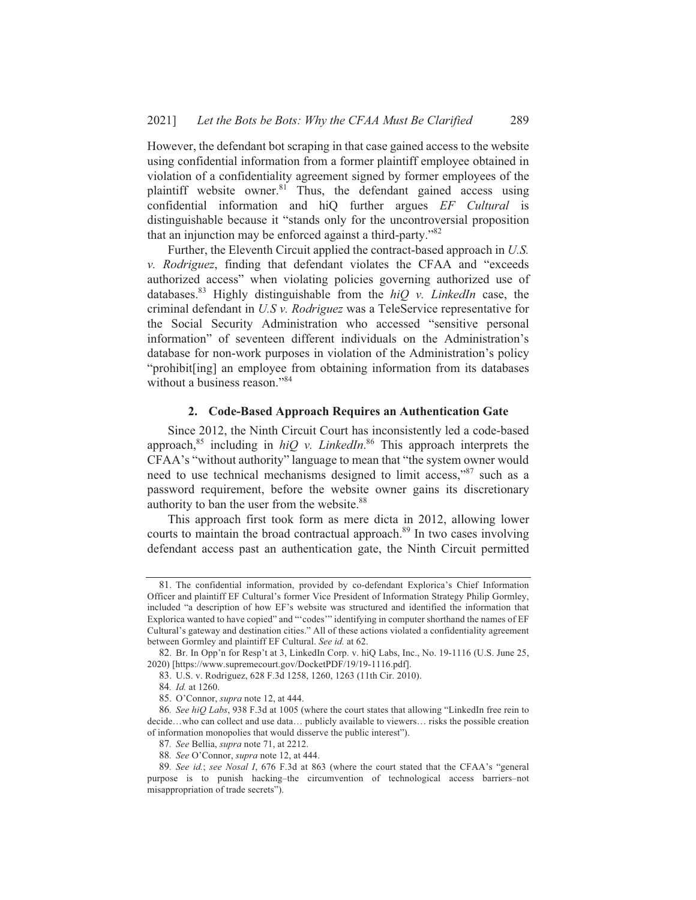However, the defendant bot scraping in that case gained access to the website using confidential information from a former plaintiff employee obtained in violation of a confidentiality agreement signed by former employees of the plaintiff website owner.[81] Thus, the defendant gained access using confidential information and hiQ further argues *EF Cultural* is distinguishable because it "stands only for the uncontroversial proposition that an injunction may be enforced against a third-party."[82]

Further, the Eleventh Circuit applied the contract-based approach in *U.S. v. Rodriguez*, finding that defendant violates the CFAA and "exceeds authorized access" when violating policies governing authorized use of databases.[83] Highly distinguishable from the *hiQ v. LinkedIn* case, the criminal defendant in *U.S v. Rodriguez* was a TeleService representative for the Social Security Administration who accessed "sensitive personal information" of seventeen different individuals on the Administration's database for non-work purposes in violation of the Administration's policy "prohibit[ing] an employee from obtaining information from its databases without a business reason."[84]

### 2. Code-Based Approach Requires an Authentication Gate

Since 2012, the Ninth Circuit Court has inconsistently led a code-based approach,[85] including in *hiQ v. LinkedIn*.[86] This approach interprets the CFAA's "without authority" language to mean that "the system owner would need to use technical mechanisms designed to limit access,"[87] such as a password requirement, before the website owner gains its discretionary authority to ban the user from the website.[88]

This approach first took form as mere dicta in 2012, allowing lower courts to maintain the broad contractual approach.[89] In two cases involving defendant access past an authentication gate, the Ninth Circuit permitted

---

81. The confidential information, provided by co-defendant Explorica's Chief Information Officer and plaintiff EF Cultural's former Vice President of Information Strategy Philip Gormley, included "a description of how EF's website was structured and identified the information that Explorica wanted to have copied" and "'codes'" identifying in computer shorthand the names of EF Cultural's gateway and destination cities." All of these actions violated a confidentiality agreement between Gormley and plaintiff EF Cultural. *See id.* at 62.

82. Br. In Opp'n for Resp't at 3, LinkedIn Corp. v. hiQ Labs, Inc., No. 19-1116 (U.S. June 25, 2020) [https://www.supremecourt.gov/DocketPDF/19/19-1116.pdf].

83. U.S. v. Rodriguez, 628 F.3d 1258, 1260, 1263 (11th Cir. 2010).

84. *Id.* at 1260.

85. O'Connor, *supra* note 12, at 444.

86. *See hiQ Labs*, 938 F.3d at 1005 (where the court states that allowing "LinkedIn free rein to decide…who can collect and use data… publicly available to viewers… risks the possible creation of information monopolies that would disserve the public interest").

87. *See* Bellia, *supra* note 71, at 2212.

88. *See* O'Connor, *supra* note 12, at 444.

89. *See id.*; *see Nosal I*, 676 F.3d at 863 (where the court stated that the CFAA's "general purpose is to punish hacking–the circumvention of technological access barriers–not misappropriation of trade secrets").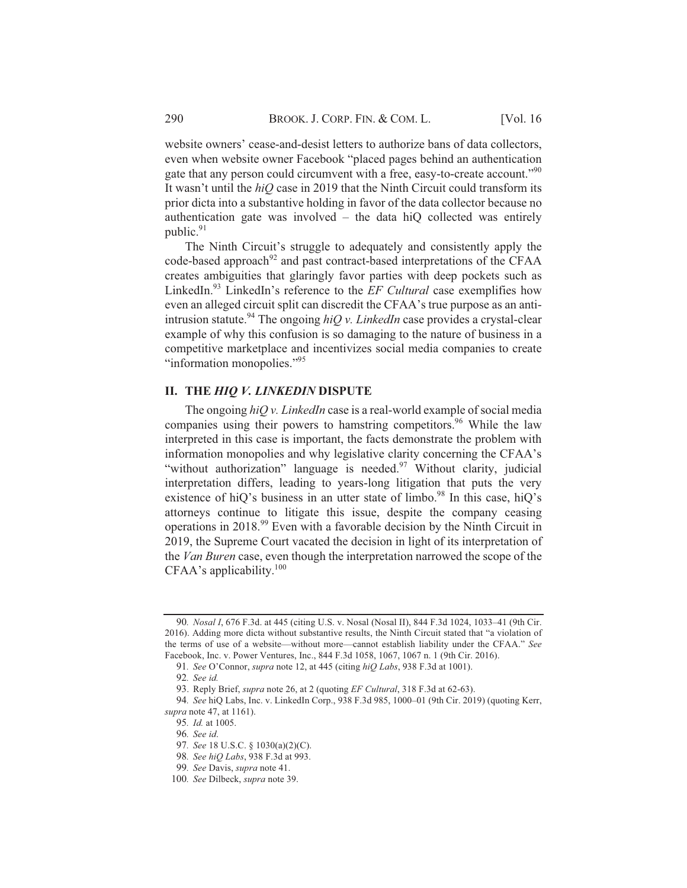website owners' cease-and-desist letters to authorize bans of data collectors, even when website owner Facebook "placed pages behind an authentication gate that any person could circumvent with a free, easy-to-create account."[90] It wasn't until the *hiQ* case in 2019 that the Ninth Circuit could transform its prior dicta into a substantive holding in favor of the data collector because no authentication gate was involved – the data hiQ collected was entirely public.[91]

The Ninth Circuit's struggle to adequately and consistently apply the code-based approach[92] and past contract-based interpretations of the CFAA creates ambiguities that glaringly favor parties with deep pockets such as LinkedIn.[93] LinkedIn's reference to the *EF Cultural* case exemplifies how even an alleged circuit split can discredit the CFAA's true purpose as an anti-intrusion statute.[94] The ongoing *hiQ v. LinkedIn* case provides a crystal-clear example of why this confusion is so damaging to the nature of business in a competitive marketplace and incentivizes social media companies to create "information monopolies."[95]

## II. THE *HIQ V. LINKEDIN* DISPUTE

The ongoing *hiQ v. LinkedIn* case is a real-world example of social media companies using their powers to hamstring competitors.[96] While the law interpreted in this case is important, the facts demonstrate the problem with information monopolies and why legislative clarity concerning the CFAA's "without authorization" language is needed.[97] Without clarity, judicial interpretation differs, leading to years-long litigation that puts the very existence of hiQ's business in an utter state of limbo.[98] In this case, hiQ's attorneys continue to litigate this issue, despite the company ceasing operations in 2018.[99] Even with a favorable decision by the Ninth Circuit in 2019, the Supreme Court vacated the decision in light of its interpretation of the *Van Buren* case, even though the interpretation narrowed the scope of the CFAA's applicability.[100]

---

90. *Nosal I*, 676 F.3d. at 445 (citing U.S. v. Nosal (Nosal II), 844 F.3d 1024, 1033–41 (9th Cir. 2016). Adding more dicta without substantive results, the Ninth Circuit stated that "a violation of the terms of use of a website—without more—cannot establish liability under the CFAA." *See* Facebook, Inc. v. Power Ventures, Inc., 844 F.3d 1058, 1067, 1067 n. 1 (9th Cir. 2016).

91. *See* O'Connor, *supra* note 12, at 445 (citing *hiQ Labs*, 938 F.3d at 1001).

92. *See id.*

93. Reply Brief, *supra* note 26, at 2 (quoting *EF Cultural*, 318 F.3d at 62-63).

94. *See* hiQ Labs, Inc. v. LinkedIn Corp., 938 F.3d 985, 1000–01 (9th Cir. 2019) (quoting Kerr, *supra* note 47, at 1161).

95. *Id.* at 1005.

96. *See id.*

97. *See* 18 U.S.C. § 1030(a)(2)(C).

98. *See hiQ Labs*, 938 F.3d at 993.

99. *See* Davis, *supra* note 41.

100. *See* Dilbeck, *supra* note 39.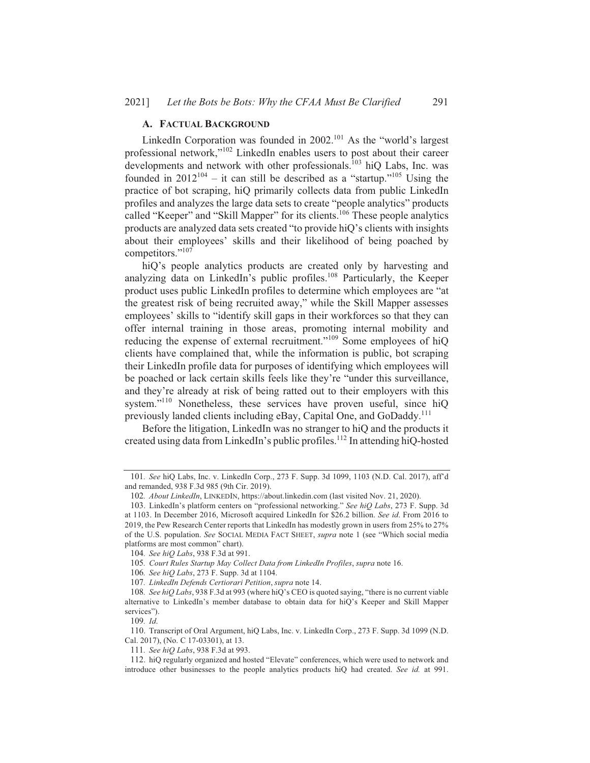### A. FACTUAL BACKGROUND

LinkedIn Corporation was founded in 2002.[101] As the "world's largest professional network,"[102] LinkedIn enables users to post about their career developments and network with other professionals.[103] hiQ Labs, Inc. was founded in 2012[104] – it can still be described as a "startup."[105] Using the practice of bot scraping, hiQ primarily collects data from public LinkedIn profiles and analyzes the large data sets to create "people analytics" products called "Keeper" and "Skill Mapper" for its clients.[106] These people analytics products are analyzed data sets created "to provide hiQ's clients with insights about their employees' skills and their likelihood of being poached by competitors."[107]

hiQ's people analytics products are created only by harvesting and analyzing data on LinkedIn's public profiles.[108] Particularly, the Keeper product uses public LinkedIn profiles to determine which employees are "at the greatest risk of being recruited away," while the Skill Mapper assesses employees' skills to "identify skill gaps in their workforces so that they can offer internal training in those areas, promoting internal mobility and reducing the expense of external recruitment."[109] Some employees of hiQ clients have complained that, while the information is public, bot scraping their LinkedIn profile data for purposes of identifying which employees will be poached or lack certain skills feels like they're "under this surveillance, and they're already at risk of being ratted out to their employers with this system."[110] Nonetheless, these services have proven useful, since hiQ previously landed clients including eBay, Capital One, and GoDaddy.[111]

Before the litigation, LinkedIn was no stranger to hiQ and the products it created using data from LinkedIn's public profiles.[112] In attending hiQ-hosted

---

101. *See* hiQ Labs, Inc. v. LinkedIn Corp., 273 F. Supp. 3d 1099, 1103 (N.D. Cal. 2017), aff'd and remanded, 938 F.3d 985 (9th Cir. 2019).

102. *About LinkedIn*, LINKEDIN, https://about.linkedin.com (last visited Nov. 21, 2020).

103. LinkedIn's platform centers on "professional networking." *See hiQ Labs*, 273 F. Supp. 3d at 1103. In December 2016, Microsoft acquired LinkedIn for $26.2 billion. *See id*. From 2016 to 2019, the Pew Research Center reports that LinkedIn has modestly grown in users from 25% to 27% of the U.S. population. *See* SOCIAL MEDIA FACT SHEET, *supra* note 1 (see "Which social media platforms are most common" chart).

104. *See hiQ Labs*, 938 F.3d at 991.

105. *Court Rules Startup May Collect Data from LinkedIn Profiles*, *supra* note 16.

106. *See hiQ Labs*, 273 F. Supp. 3d at 1104.

107. *LinkedIn Defends Certiorari Petition*, *supra* note 14.

108. *See hiQ Labs*, 938 F.3d at 993 (where hiQ's CEO is quoted saying, "there is no current viable alternative to LinkedIn's member database to obtain data for hiQ's Keeper and Skill Mapper services").

109. *Id.*

110. Transcript of Oral Argument, hiQ Labs, Inc. v. LinkedIn Corp., 273 F. Supp. 3d 1099 (N.D. Cal. 2017), (No. C 17-03301), at 13.

111. *See hiQ Labs*, 938 F.3d at 993.

112. hiQ regularly organized and hosted "Elevate" conferences, which were used to network and introduce other businesses to the people analytics products hiQ had created. *See id.* at 991.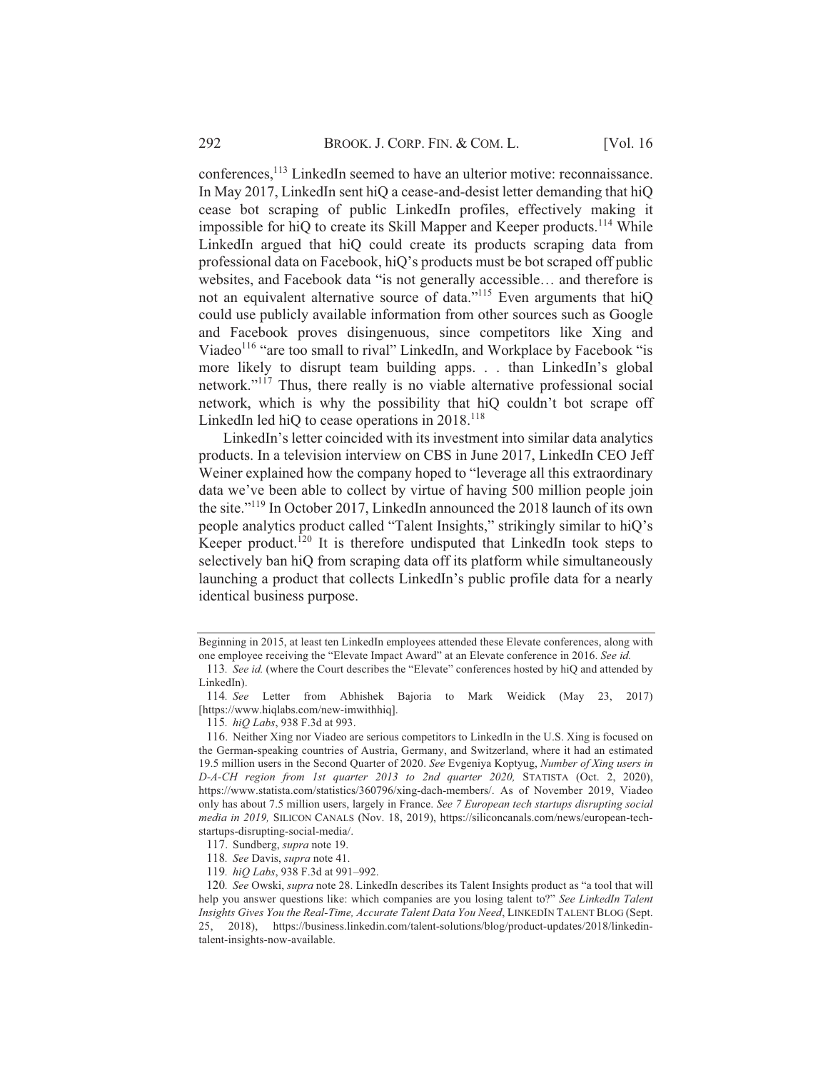conferences,[113] LinkedIn seemed to have an ulterior motive: reconnaissance. In May 2017, LinkedIn sent hiQ a cease-and-desist letter demanding that hiQ cease bot scraping of public LinkedIn profiles, effectively making it impossible for hiQ to create its Skill Mapper and Keeper products.[114] While LinkedIn argued that hiQ could create its products scraping data from professional data on Facebook, hiQ's products must be bot scraped off public websites, and Facebook data "is not generally accessible… and therefore is not an equivalent alternative source of data."[115] Even arguments that hiQ could use publicly available information from other sources such as Google and Facebook proves disingenuous, since competitors like Xing and Viadeo[116] "are too small to rival" LinkedIn, and Workplace by Facebook "is more likely to disrupt team building apps. . . than LinkedIn's global network."[117] Thus, there really is no viable alternative professional social network, which is why the possibility that hiQ couldn't bot scrape off LinkedIn led hiQ to cease operations in 2018.[118]

LinkedIn's letter coincided with its investment into similar data analytics products. In a television interview on CBS in June 2017, LinkedIn CEO Jeff Weiner explained how the company hoped to "leverage all this extraordinary data we've been able to collect by virtue of having 500 million people join the site."[119] In October 2017, LinkedIn announced the 2018 launch of its own people analytics product called "Talent Insights," strikingly similar to hiQ's Keeper product.[120] It is therefore undisputed that LinkedIn took steps to selectively ban hiQ from scraping data off its platform while simultaneously launching a product that collects LinkedIn's public profile data for a nearly identical business purpose.

---

Beginning in 2015, at least ten LinkedIn employees attended these Elevate conferences, along with one employee receiving the "Elevate Impact Award" at an Elevate conference in 2016. *See id.*

113. *See id.* (where the Court describes the "Elevate" conferences hosted by hiQ and attended by LinkedIn).

114. *See* Letter from Abhishek Bajoria to Mark Weidick (May 23, 2017) [https://www.hiqlabs.com/new-imwithhiq].

115. *hiQ Labs*, 938 F.3d at 993.

116. Neither Xing nor Viadeo are serious competitors to LinkedIn in the U.S. Xing is focused on the German-speaking countries of Austria, Germany, and Switzerland, where it had an estimated 19.5 million users in the Second Quarter of 2020. *See* Evgeniya Koptyug, *Number of Xing users in D-A-CH region from 1st quarter 2013 to 2nd quarter 2020,* STATISTA (Oct. 2, 2020), https://www.statista.com/statistics/360796/xing-dach-members/. As of November 2019, Viadeo only has about 7.5 million users, largely in France. *See 7 European tech startups disrupting social media in 2019,* SILICON CANALS (Nov. 18, 2019), https://siliconcanals.com/news/european-tech-startups-disrupting-social-media/.

117. Sundberg, *supra* note 19.

118. *See* Davis, *supra* note 41.

119. *hiQ Labs*, 938 F.3d at 991–992.

120. *See* Owski, *supra* note 28. LinkedIn describes its Talent Insights product as "a tool that will help you answer questions like: which companies are you losing talent to?" *See LinkedIn Talent Insights Gives You the Real-Time, Accurate Talent Data You Need*, LINKEDIN TALENT BLOG (Sept. 25, 2018), https://business.linkedin.com/talent-solutions/blog/product-updates/2018/linkedin-talent-insights-now-available.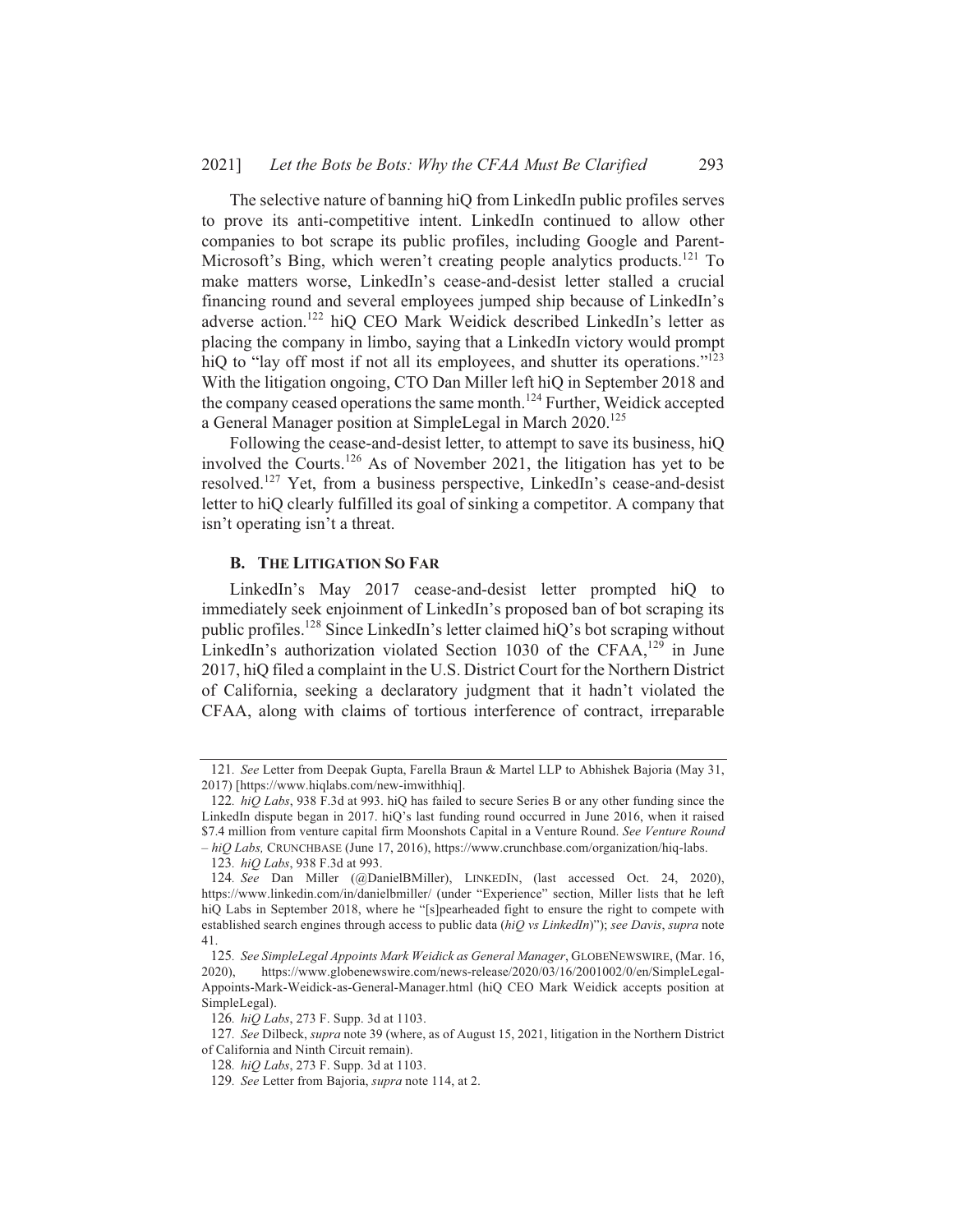The selective nature of banning hiQ from LinkedIn public profiles serves to prove its anti-competitive intent. LinkedIn continued to allow other companies to bot scrape its public profiles, including Google and Parent-Microsoft's Bing, which weren't creating people analytics products.[121] To make matters worse, LinkedIn's cease-and-desist letter stalled a crucial financing round and several employees jumped ship because of LinkedIn's adverse action.[122] hiQ CEO Mark Weidick described LinkedIn's letter as placing the company in limbo, saying that a LinkedIn victory would prompt hiQ to "lay off most if not all its employees, and shutter its operations."[123] With the litigation ongoing, CTO Dan Miller left hiQ in September 2018 and the company ceased operations the same month.[124] Further, Weidick accepted a General Manager position at SimpleLegal in March 2020.[125]

Following the cease-and-desist letter, to attempt to save its business, hiQ involved the Courts.[126] As of November 2021, the litigation has yet to be resolved.[127] Yet, from a business perspective, LinkedIn's cease-and-desist letter to hiQ clearly fulfilled its goal of sinking a competitor. A company that isn't operating isn't a threat.

### B. The Litigation So Far

LinkedIn's May 2017 cease-and-desist letter prompted hiQ to immediately seek enjoinment of LinkedIn's proposed ban of bot scraping its public profiles.[128] Since LinkedIn's letter claimed hiQ's bot scraping without LinkedIn's authorization violated Section 1030 of the CFAA,[129] in June 2017, hiQ filed a complaint in the U.S. District Court for the Northern District of California, seeking a declaratory judgment that it hadn't violated the CFAA, along with claims of tortious interference of contract, irreparable

---

121. *See* Letter from Deepak Gupta, Farella Braun & Martel LLP to Abhishek Bajoria (May 31, 2017) [https://www.hiqlabs.com/new-imwithhiq].

122. *hiQ Labs*, 938 F.3d at 993. hiQ has failed to secure Series B or any other funding since the LinkedIn dispute began in 2017. hiQ's last funding round occurred in June 2016, when it raised $7.4 million from venture capital firm Moonshots Capital in a Venture Round. *See Venture Round – hiQ Labs,* CRUNCHBASE (June 17, 2016), https://www.crunchbase.com/organization/hiq-labs.

123. *hiQ Labs*, 938 F.3d at 993.

124. *See* Dan Miller (@DanielBMiller), LINKEDIN, (last accessed Oct. 24, 2020), https://www.linkedin.com/in/danielbmiller/ (under "Experience" section, Miller lists that he left hiQ Labs in September 2018, where he "[s]pearheaded fight to ensure the right to compete with established search engines through access to public data (*hiQ vs LinkedIn*)"); *see Davis*, *supra* note 41.

125. *See SimpleLegal Appoints Mark Weidick as General Manager*, GLOBENEWSWIRE, (Mar. 16, 2020), https://www.globenewswire.com/news-release/2020/03/16/2001002/0/en/SimpleLegal-Appoints-Mark-Weidick-as-General-Manager.html (hiQ CEO Mark Weidick accepts position at SimpleLegal).

126. *hiQ Labs*, 273 F. Supp. 3d at 1103.

127. *See* Dilbeck, *supra* note 39 (where, as of August 15, 2021, litigation in the Northern District of California and Ninth Circuit remain).

128. *hiQ Labs*, 273 F. Supp. 3d at 1103.

129. *See* Letter from Bajoria, *supra* note 114, at 2.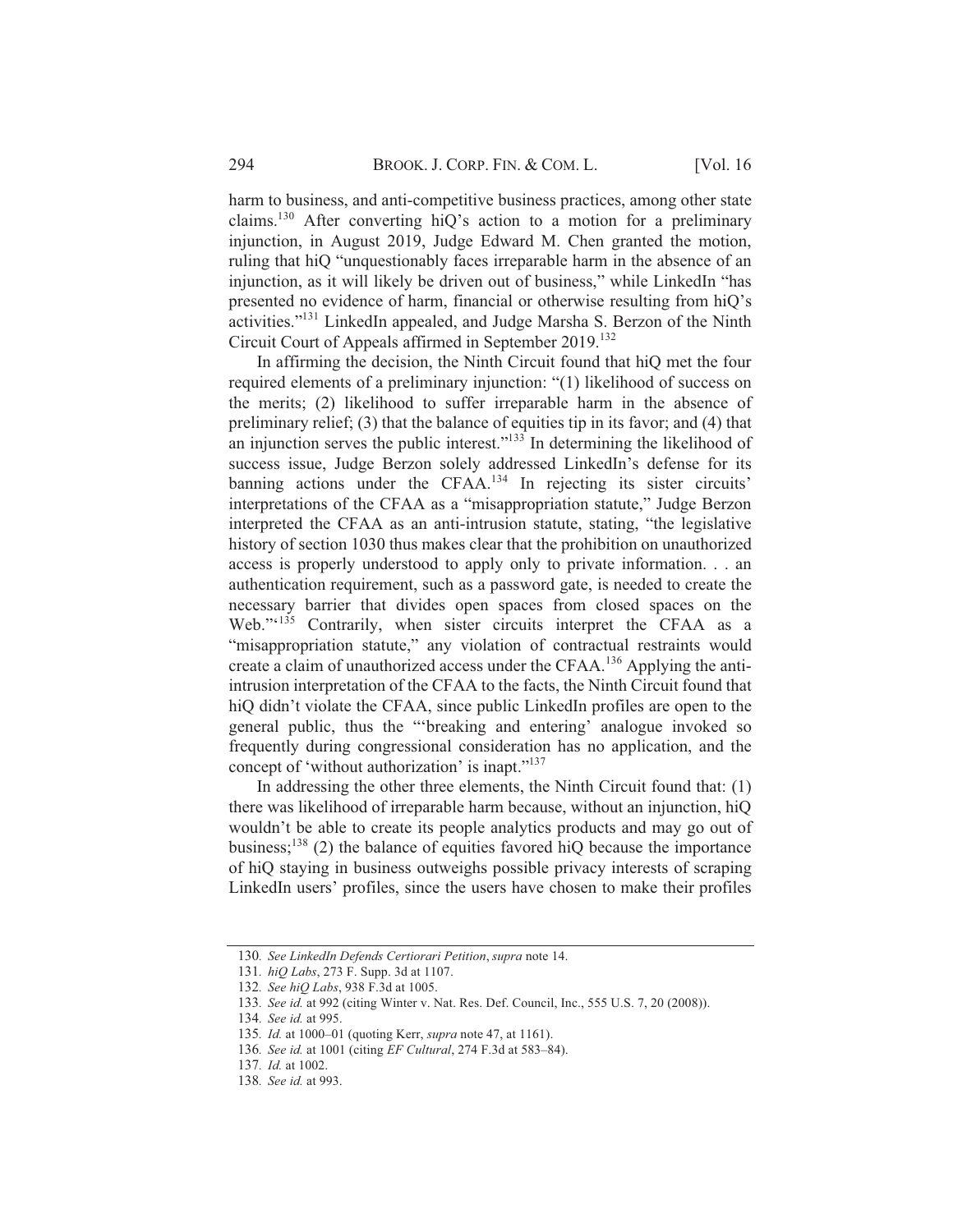harm to business, and anti-competitive business practices, among other state claims.[130] After converting hiQ's action to a motion for a preliminary injunction, in August 2019, Judge Edward M. Chen granted the motion, ruling that hiQ "unquestionably faces irreparable harm in the absence of an injunction, as it will likely be driven out of business," while LinkedIn "has presented no evidence of harm, financial or otherwise resulting from hiQ's activities."[131] LinkedIn appealed, and Judge Marsha S. Berzon of the Ninth Circuit Court of Appeals affirmed in September 2019.[132]

In affirming the decision, the Ninth Circuit found that hiQ met the four required elements of a preliminary injunction: "(1) likelihood of success on the merits; (2) likelihood to suffer irreparable harm in the absence of preliminary relief; (3) that the balance of equities tip in its favor; and (4) that an injunction serves the public interest."[133] In determining the likelihood of success issue, Judge Berzon solely addressed LinkedIn's defense for its banning actions under the CFAA.[134] In rejecting its sister circuits' interpretations of the CFAA as a "misappropriation statute," Judge Berzon interpreted the CFAA as an anti-intrusion statute, stating, "the legislative history of section 1030 thus makes clear that the prohibition on unauthorized access is properly understood to apply only to private information. . . an authentication requirement, such as a password gate, is needed to create the necessary barrier that divides open spaces from closed spaces on the Web."'[135] Contrarily, when sister circuits interpret the CFAA as a "misappropriation statute," any violation of contractual restraints would create a claim of unauthorized access under the CFAA.[136] Applying the anti-intrusion interpretation of the CFAA to the facts, the Ninth Circuit found that hiQ didn't violate the CFAA, since public LinkedIn profiles are open to the general public, thus the "'breaking and entering' analogue invoked so frequently during congressional consideration has no application, and the concept of 'without authorization' is inapt."[137]

In addressing the other three elements, the Ninth Circuit found that: (1) there was likelihood of irreparable harm because, without an injunction, hiQ wouldn't be able to create its people analytics products and may go out of business;[138] (2) the balance of equities favored hiQ because the importance of hiQ staying in business outweighs possible privacy interests of scraping LinkedIn users' profiles, since the users have chosen to make their profiles

---

130. *See LinkedIn Defends Certiorari Petition*, *supra* note 14.

131. *hiQ Labs*, 273 F. Supp. 3d at 1107.

132. *See hiQ Labs*, 938 F.3d at 1005.

133. *See id.* at 992 (citing Winter v. Nat. Res. Def. Council, Inc., 555 U.S. 7, 20 (2008)).

134. *See id.* at 995.

135. *Id.* at 1000–01 (quoting Kerr, *supra* note 47, at 1161).

136. *See id.* at 1001 (citing *EF Cultural*, 274 F.3d at 583–84).

137. *Id.* at 1002.

138. *See id.* at 993.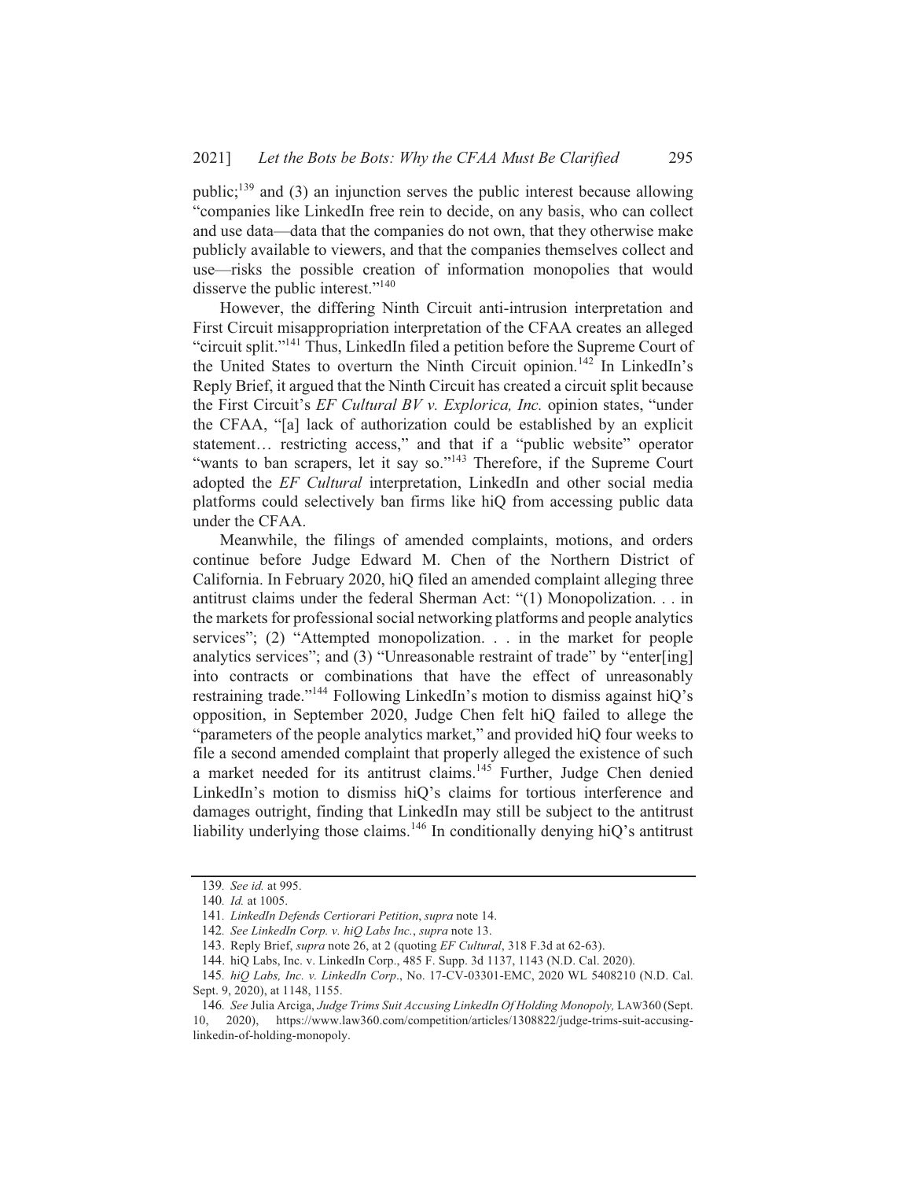public;[139] and (3) an injunction serves the public interest because allowing "companies like LinkedIn free rein to decide, on any basis, who can collect and use data—data that the companies do not own, that they otherwise make publicly available to viewers, and that the companies themselves collect and use—risks the possible creation of information monopolies that would disserve the public interest."[140]

However, the differing Ninth Circuit anti-intrusion interpretation and First Circuit misappropriation interpretation of the CFAA creates an alleged "circuit split."[141] Thus, LinkedIn filed a petition before the Supreme Court of the United States to overturn the Ninth Circuit opinion.[142] In LinkedIn's Reply Brief, it argued that the Ninth Circuit has created a circuit split because the First Circuit's *EF Cultural BV v. Explorica, Inc.* opinion states, "under the CFAA, "[a] lack of authorization could be established by an explicit statement… restricting access," and that if a "public website" operator "wants to ban scrapers, let it say so."[143] Therefore, if the Supreme Court adopted the *EF Cultural* interpretation, LinkedIn and other social media platforms could selectively ban firms like hiQ from accessing public data under the CFAA.

Meanwhile, the filings of amended complaints, motions, and orders continue before Judge Edward M. Chen of the Northern District of California. In February 2020, hiQ filed an amended complaint alleging three antitrust claims under the federal Sherman Act: "(1) Monopolization. . . in the markets for professional social networking platforms and people analytics services"; (2) "Attempted monopolization. . . in the market for people analytics services"; and (3) "Unreasonable restraint of trade" by "enter[ing] into contracts or combinations that have the effect of unreasonably restraining trade."[144] Following LinkedIn's motion to dismiss against hiQ's opposition, in September 2020, Judge Chen felt hiQ failed to allege the "parameters of the people analytics market," and provided hiQ four weeks to file a second amended complaint that properly alleged the existence of such a market needed for its antitrust claims.[145] Further, Judge Chen denied LinkedIn's motion to dismiss hiQ's claims for tortious interference and damages outright, finding that LinkedIn may still be subject to the antitrust liability underlying those claims.[146] In conditionally denying hiQ's antitrust

---

139. *See id.* at 995.

140. *Id.* at 1005.

141. *LinkedIn Defends Certiorari Petition*, *supra* note 14.

142. *See LinkedIn Corp. v. hiQ Labs Inc.*, *supra* note 13.

143. Reply Brief, *supra* note 26, at 2 (quoting *EF Cultural*, 318 F.3d at 62-63).

144. hiQ Labs, Inc. v. LinkedIn Corp., 485 F. Supp. 3d 1137, 1143 (N.D. Cal. 2020).

145. *hiQ Labs, Inc. v. LinkedIn Corp*., No. 17-CV-03301-EMC, 2020 WL 5408210 (N.D. Cal. Sept. 9, 2020), at 1148, 1155.

146. *See* Julia Arciga, *Judge Trims Suit Accusing LinkedIn Of Holding Monopoly,* LAW360 (Sept. 10, 2020), https://www.law360.com/competition/articles/1308822/judge-trims-suit-accusing-linkedin-of-holding-monopoly.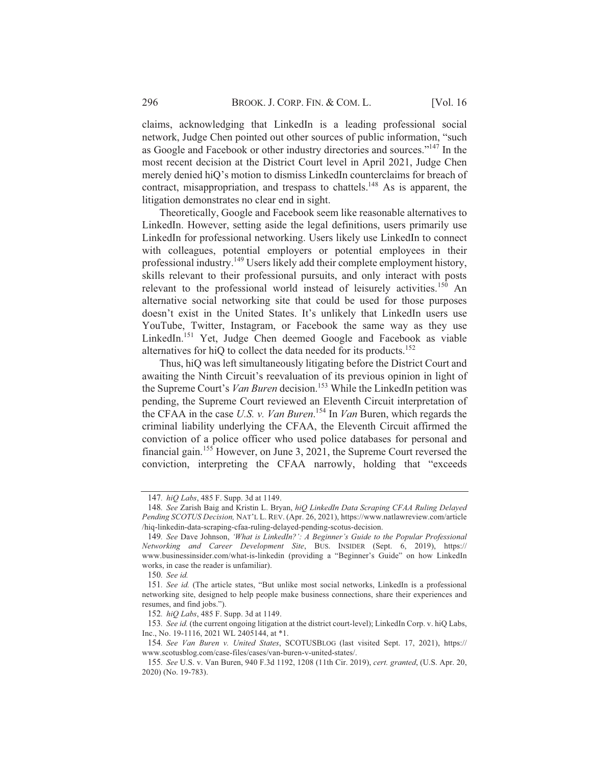claims, acknowledging that LinkedIn is a leading professional social network, Judge Chen pointed out other sources of public information, "such as Google and Facebook or other industry directories and sources."[147] In the most recent decision at the District Court level in April 2021, Judge Chen merely denied hiQ's motion to dismiss LinkedIn counterclaims for breach of contract, misappropriation, and trespass to chattels.[148] As is apparent, the litigation demonstrates no clear end in sight.

Theoretically, Google and Facebook seem like reasonable alternatives to LinkedIn. However, setting aside the legal definitions, users primarily use LinkedIn for professional networking. Users likely use LinkedIn to connect with colleagues, potential employers or potential employees in their professional industry.[149] Users likely add their complete employment history, skills relevant to their professional pursuits, and only interact with posts relevant to the professional world instead of leisurely activities.[150] An alternative social networking site that could be used for those purposes doesn't exist in the United States. It's unlikely that LinkedIn users use YouTube, Twitter, Instagram, or Facebook the same way as they use LinkedIn.[151] Yet, Judge Chen deemed Google and Facebook as viable alternatives for hiQ to collect the data needed for its products.[152]

Thus, hiQ was left simultaneously litigating before the District Court and awaiting the Ninth Circuit's reevaluation of its previous opinion in light of the Supreme Court's *Van Buren* decision.[153] While the LinkedIn petition was pending, the Supreme Court reviewed an Eleventh Circuit interpretation of the CFAA in the case *U.S. v. Van Buren*.[154] In *Van* Buren, which regards the criminal liability underlying the CFAA, the Eleventh Circuit affirmed the conviction of a police officer who used police databases for personal and financial gain.[155] However, on June 3, 2021, the Supreme Court reversed the conviction, interpreting the CFAA narrowly, holding that "exceeds

---

147. *hiQ Labs*, 485 F. Supp. 3d at 1149.

148. *See* Zarish Baig and Kristin L. Bryan, *hiQ LinkedIn Data Scraping CFAA Ruling Delayed Pending SCOTUS Decision,* NAT'L L. REV. (Apr. 26, 2021), https://www.natlawreview.com/article/hiq-linkedin-data-scraping-cfaa-ruling-delayed-pending-scotus-decision.

149. *See* Dave Johnson, *'What is LinkedIn?': A Beginner's Guide to the Popular Professional Networking and Career Development Site*, BUS. INSIDER (Sept. 6, 2019), https://www.businessinsider.com/what-is-linkedin (providing a "Beginner's Guide" on how LinkedIn works, in case the reader is unfamiliar).

150. *See id.*

151. *See id.* (The article states, "But unlike most social networks, LinkedIn is a professional networking site, designed to help people make business connections, share their experiences and resumes, and find jobs.").

152. *hiQ Labs*, 485 F. Supp. 3d at 1149.

153. *See id.* (the current ongoing litigation at the district court-level); LinkedIn Corp. v. hiQ Labs, Inc., No. 19-1116, 2021 WL 2405144, at *1.

154. *See Van Buren v. United States*, SCOTUSBLOG (last visited Sept. 17, 2021), https://www.scotusblog.com/case-files/cases/van-buren-v-united-states/.

155. *See* U.S. v. Van Buren, 940 F.3d 1192, 1208 (11th Cir. 2019), *cert. granted*, (U.S. Apr. 20, 2020) (No. 19-783).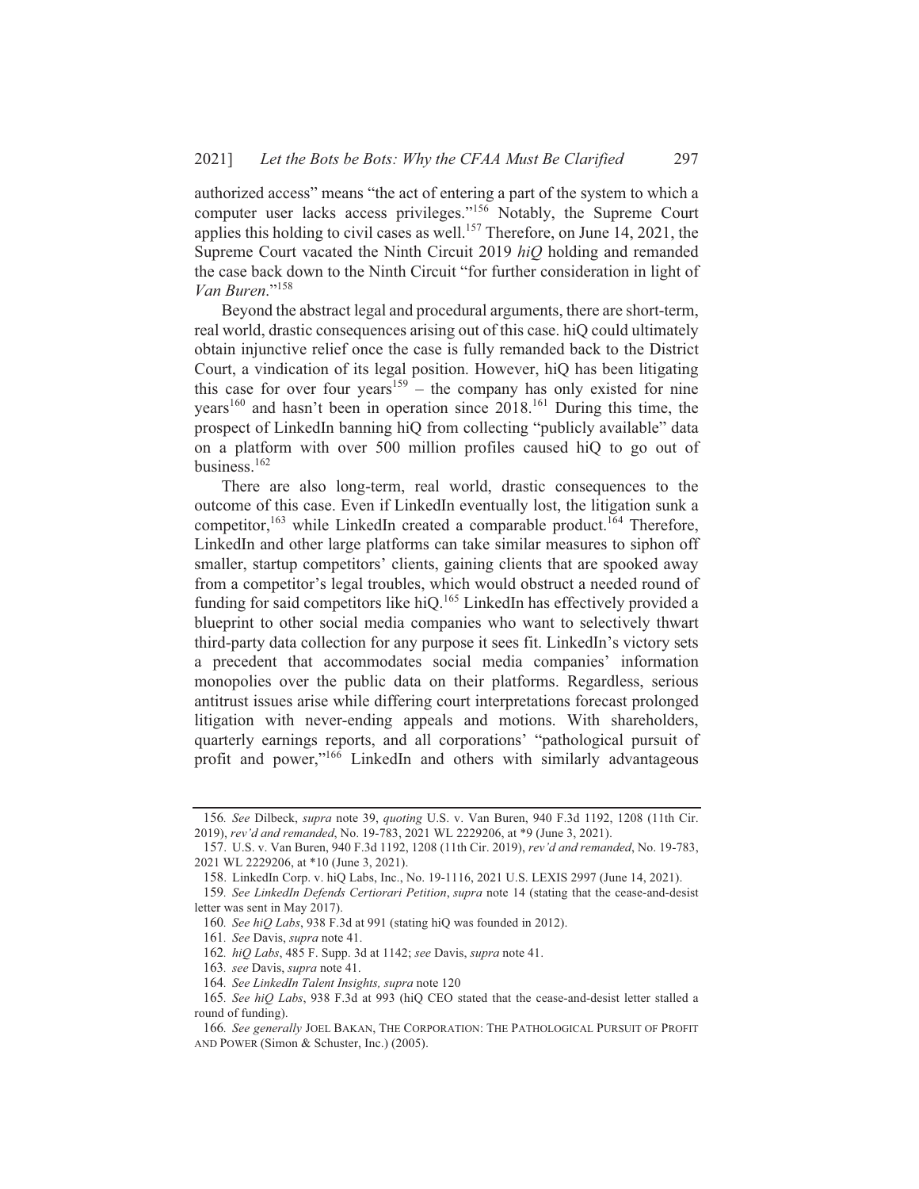authorized access" means "the act of entering a part of the system to which a computer user lacks access privileges."[156] Notably, the Supreme Court applies this holding to civil cases as well.[157] Therefore, on June 14, 2021, the Supreme Court vacated the Ninth Circuit 2019 *hiQ* holding and remanded the case back down to the Ninth Circuit "for further consideration in light of *Van Buren*."[158]

Beyond the abstract legal and procedural arguments, there are short-term, real world, drastic consequences arising out of this case. hiQ could ultimately obtain injunctive relief once the case is fully remanded back to the District Court, a vindication of its legal position. However, hiQ has been litigating this case for over four years[159] – the company has only existed for nine years[160] and hasn't been in operation since 2018.[161] During this time, the prospect of LinkedIn banning hiQ from collecting "publicly available" data on a platform with over 500 million profiles caused hiQ to go out of business.[162]

There are also long-term, real world, drastic consequences to the outcome of this case. Even if LinkedIn eventually lost, the litigation sunk a competitor,[163] while LinkedIn created a comparable product.[164] Therefore, LinkedIn and other large platforms can take similar measures to siphon off smaller, startup competitors' clients, gaining clients that are spooked away from a competitor's legal troubles, which would obstruct a needed round of funding for said competitors like hiQ.[165] LinkedIn has effectively provided a blueprint to other social media companies who want to selectively thwart third-party data collection for any purpose it sees fit. LinkedIn's victory sets a precedent that accommodates social media companies' information monopolies over the public data on their platforms. Regardless, serious antitrust issues arise while differing court interpretations forecast prolonged litigation with never-ending appeals and motions. With shareholders, quarterly earnings reports, and all corporations' "pathological pursuit of profit and power,"[166] LinkedIn and others with similarly advantageous

---

156. *See* Dilbeck, *supra* note 39, *quoting* U.S. v. Van Buren, 940 F.3d 1192, 1208 (11th Cir. 2019), *rev'd and remanded*, No. 19-783, 2021 WL 2229206, at *9 (June 3, 2021).

157. U.S. v. Van Buren, 940 F.3d 1192, 1208 (11th Cir. 2019), *rev'd and remanded*, No. 19-783, 2021 WL 2229206, at *10 (June 3, 2021).

158. LinkedIn Corp. v. hiQ Labs, Inc., No. 19-1116, 2021 U.S. LEXIS 2997 (June 14, 2021).

159. *See LinkedIn Defends Certiorari Petition*, *supra* note 14 (stating that the cease-and-desist letter was sent in May 2017).

160. *See hiQ Labs*, 938 F.3d at 991 (stating hiQ was founded in 2012).

161. *See* Davis, *supra* note 41.

162. *hiQ Labs*, 485 F. Supp. 3d at 1142; *see* Davis, *supra* note 41.

163. *see* Davis, *supra* note 41.

164. *See LinkedIn Talent Insights, supra* note 120

165. *See hiQ Labs*, 938 F.3d at 993 (hiQ CEO stated that the cease-and-desist letter stalled a round of funding).

166. *See generally* JOEL BAKAN, THE CORPORATION: THE PATHOLOGICAL PURSUIT OF PROFIT AND POWER (Simon & Schuster, Inc.) (2005).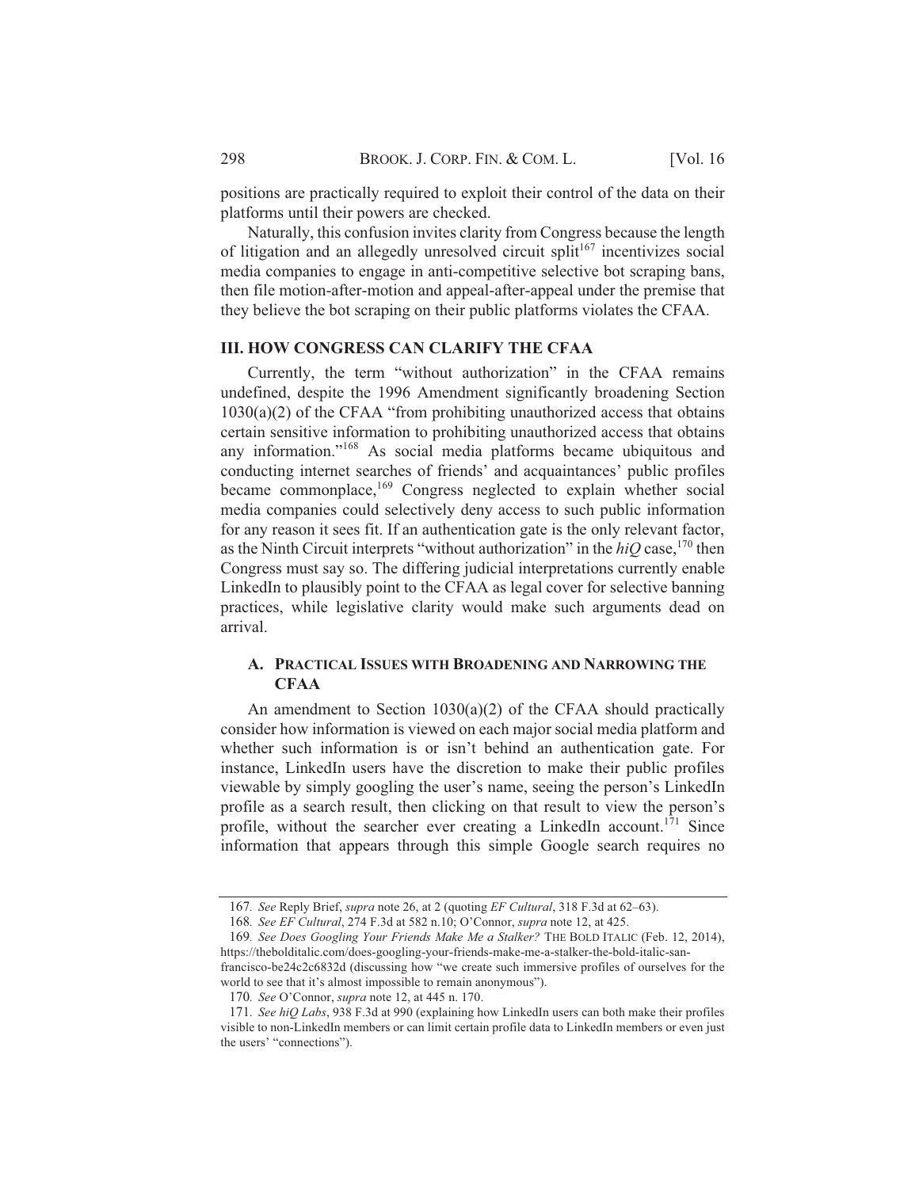positions are practically required to exploit their control of the data on their platforms until their powers are checked.

Naturally, this confusion invites clarity from Congress because the length of litigation and an allegedly unresolved circuit split[167] incentivizes social media companies to engage in anti-competitive selective bot scraping bans, then file motion-after-motion and appeal-after-appeal under the premise that they believe the bot scraping on their public platforms violates the CFAA.

## III. HOW CONGRESS CAN CLARIFY THE CFAA

Currently, the term "without authorization" in the CFAA remains undefined, despite the 1996 Amendment significantly broadening Section 1030(a)(2) of the CFAA "from prohibiting unauthorized access that obtains certain sensitive information to prohibiting unauthorized access that obtains any information."[168] As social media platforms became ubiquitous and conducting internet searches of friends' and acquaintances' public profiles became commonplace,[169] Congress neglected to explain whether social media companies could selectively deny access to such public information for any reason it sees fit. If an authentication gate is the only relevant factor, as the Ninth Circuit interprets "without authorization" in the *hiQ* case,[170] then Congress must say so. The differing judicial interpretations currently enable LinkedIn to plausibly point to the CFAA as legal cover for selective banning practices, while legislative clarity would make such arguments dead on arrival.

### A. PRACTICAL ISSUES WITH BROADENING AND NARROWING THE CFAA

An amendment to Section 1030(a)(2) of the CFAA should practically consider how information is viewed on each major social media platform and whether such information is or isn't behind an authentication gate. For instance, LinkedIn users have the discretion to make their public profiles viewable by simply googling the user's name, seeing the person's LinkedIn profile as a search result, then clicking on that result to view the person's profile, without the searcher ever creating a LinkedIn account.[171] Since information that appears through this simple Google search requires no

---

167. *See* Reply Brief, *supra* note 26, at 2 (quoting *EF Cultural*, 318 F.3d at 62–63).

168. *See EF Cultural*, 274 F.3d at 582 n.10; O'Connor, *supra* note 12, at 425.

169. *See Does Googling Your Friends Make Me a Stalker?* THE BOLD ITALIC (Feb. 12, 2014), https://thebolditalic.com/does-googling-your-friends-make-me-a-stalker-the-bold-italic-san-francisco-be24c2c6832d (discussing how "we create such immersive profiles of ourselves for the world to see that it's almost impossible to remain anonymous").

170. *See* O'Connor, *supra* note 12, at 445 n. 170.

171. *See hiQ Labs*, 938 F.3d at 990 (explaining how LinkedIn users can both make their profiles visible to non-LinkedIn members or can limit certain profile data to LinkedIn members or even just the users' "connections").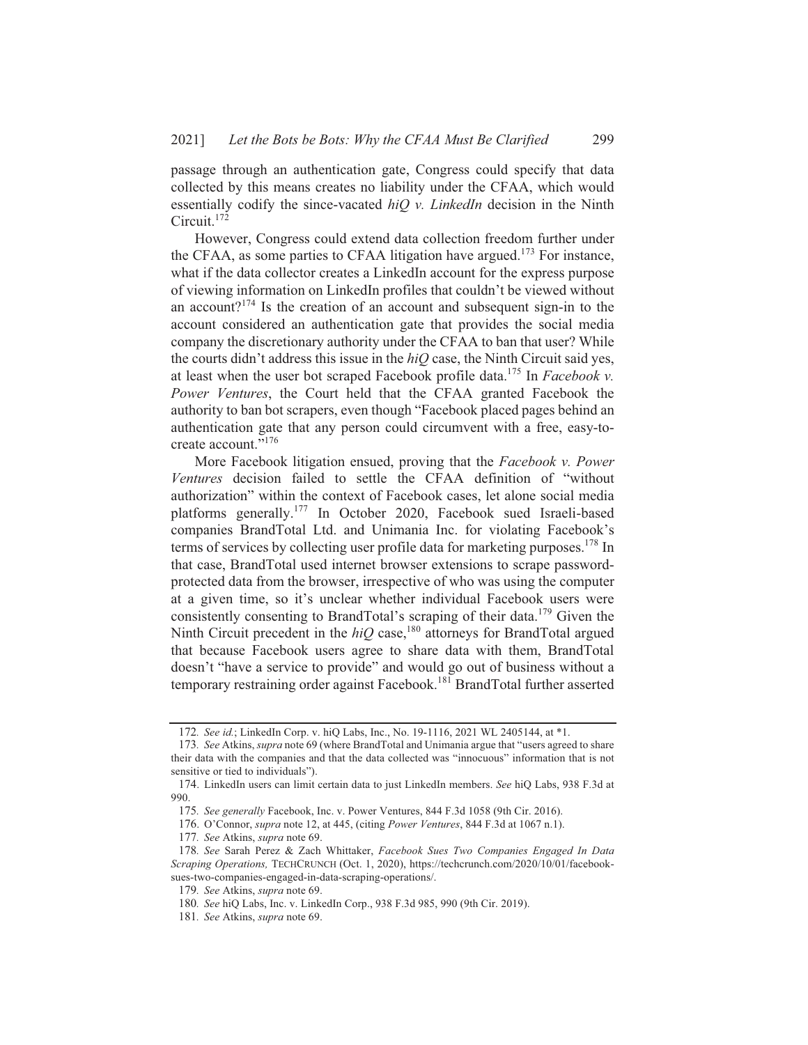passage through an authentication gate, Congress could specify that data collected by this means creates no liability under the CFAA, which would essentially codify the since-vacated *hiQ v. LinkedIn* decision in the Ninth Circuit.[172]

However, Congress could extend data collection freedom further under the CFAA, as some parties to CFAA litigation have argued.[173] For instance, what if the data collector creates a LinkedIn account for the express purpose of viewing information on LinkedIn profiles that couldn't be viewed without an account?[174] Is the creation of an account and subsequent sign-in to the account considered an authentication gate that provides the social media company the discretionary authority under the CFAA to ban that user? While the courts didn't address this issue in the *hiQ* case, the Ninth Circuit said yes, at least when the user bot scraped Facebook profile data.[175] In *Facebook v. Power Ventures*, the Court held that the CFAA granted Facebook the authority to ban bot scrapers, even though "Facebook placed pages behind an authentication gate that any person could circumvent with a free, easy-to-create account."[176]

More Facebook litigation ensued, proving that the *Facebook v. Power Ventures* decision failed to settle the CFAA definition of "without authorization" within the context of Facebook cases, let alone social media platforms generally.[177] In October 2020, Facebook sued Israeli-based companies BrandTotal Ltd. and Unimania Inc. for violating Facebook's terms of services by collecting user profile data for marketing purposes.[178] In that case, BrandTotal used internet browser extensions to scrape password-protected data from the browser, irrespective of who was using the computer at a given time, so it's unclear whether individual Facebook users were consistently consenting to BrandTotal's scraping of their data.[179] Given the Ninth Circuit precedent in the *hiQ* case,[180] attorneys for BrandTotal argued that because Facebook users agree to share data with them, BrandTotal doesn't "have a service to provide" and would go out of business without a temporary restraining order against Facebook.[181] BrandTotal further asserted

---

172. *See id.*; LinkedIn Corp. v. hiQ Labs, Inc., No. 19-1116, 2021 WL 2405144, at *1.

173. *See* Atkins, *supra* note 69 (where BrandTotal and Unimania argue that "users agreed to share their data with the companies and that the data collected was "innocuous" information that is not sensitive or tied to individuals").

174. LinkedIn users can limit certain data to just LinkedIn members. *See* hiQ Labs, 938 F.3d at 990.

175. *See generally* Facebook, Inc. v. Power Ventures, 844 F.3d 1058 (9th Cir. 2016).

176. O'Connor, *supra* note 12, at 445, (citing *Power Ventures*, 844 F.3d at 1067 n.1).

177. *See* Atkins, *supra* note 69.

178. *See* Sarah Perez & Zach Whittaker, *Facebook Sues Two Companies Engaged In Data Scraping Operations,* TECHCRUNCH (Oct. 1, 2020), https://techcrunch.com/2020/10/01/facebook-sues-two-companies-engaged-in-data-scraping-operations/.

179. *See* Atkins, *supra* note 69.

180. *See* hiQ Labs, Inc. v. LinkedIn Corp., 938 F.3d 985, 990 (9th Cir. 2019).

181. *See* Atkins, *supra* note 69.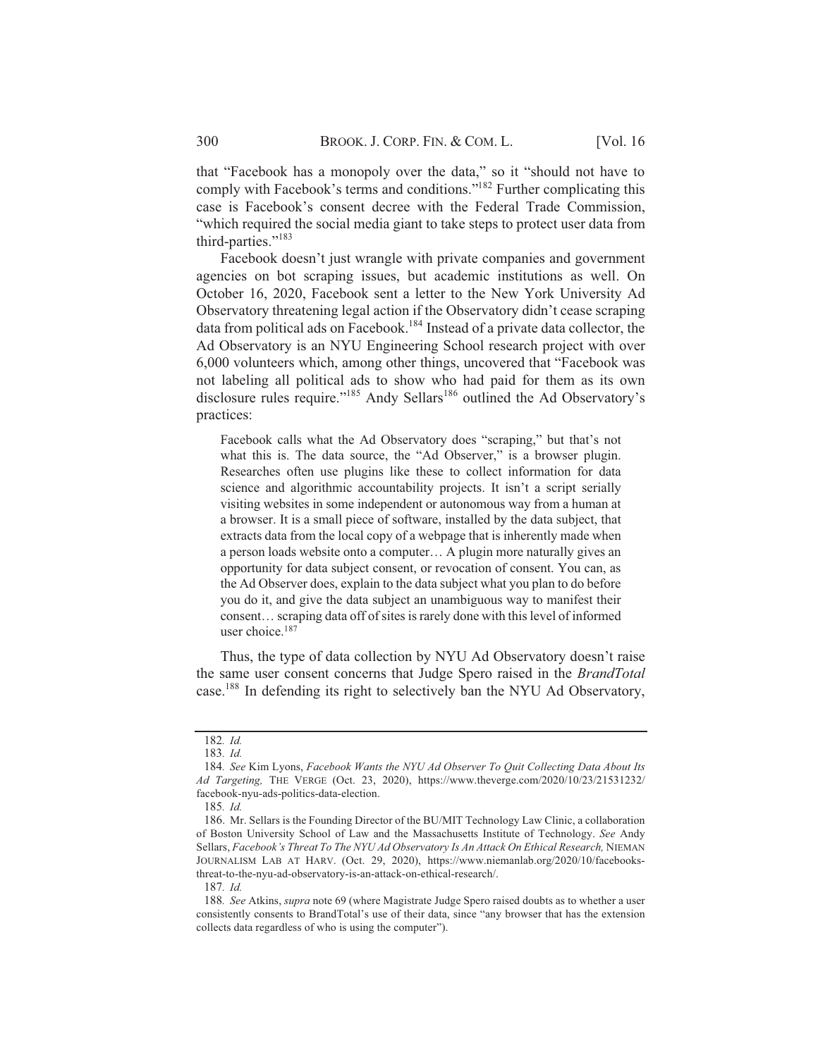that "Facebook has a monopoly over the data," so it "should not have to comply with Facebook's terms and conditions."[182] Further complicating this case is Facebook's consent decree with the Federal Trade Commission, "which required the social media giant to take steps to protect user data from third-parties."[183]

Facebook doesn't just wrangle with private companies and government agencies on bot scraping issues, but academic institutions as well. On October 16, 2020, Facebook sent a letter to the New York University Ad Observatory threatening legal action if the Observatory didn't cease scraping data from political ads on Facebook.[184] Instead of a private data collector, the Ad Observatory is an NYU Engineering School research project with over 6,000 volunteers which, among other things, uncovered that "Facebook was not labeling all political ads to show who had paid for them as its own disclosure rules require."[185] Andy Sellars[186] outlined the Ad Observatory's practices:

> Facebook calls what the Ad Observatory does "scraping," but that's not what this is. The data source, the "Ad Observer," is a browser plugin. Researches often use plugins like these to collect information for data science and algorithmic accountability projects. It isn't a script serially visiting websites in some independent or autonomous way from a human at a browser. It is a small piece of software, installed by the data subject, that extracts data from the local copy of a webpage that is inherently made when a person loads website onto a computer… A plugin more naturally gives an opportunity for data subject consent, or revocation of consent. You can, as the Ad Observer does, explain to the data subject what you plan to do before you do it, and give the data subject an unambiguous way to manifest their consent… scraping data off of sites is rarely done with this level of informed user choice.[187]

Thus, the type of data collection by NYU Ad Observatory doesn't raise the same user consent concerns that Judge Spero raised in the *BrandTotal* case.[188] In defending its right to selectively ban the NYU Ad Observatory,

---

182. *Id.*

183. *Id.*

184. *See* Kim Lyons, *Facebook Wants the NYU Ad Observer To Quit Collecting Data About Its Ad Targeting,* THE VERGE (Oct. 23, 2020), https://www.theverge.com/2020/10/23/21531232/facebook-nyu-ads-politics-data-election.

185. *Id.*

186. Mr. Sellars is the Founding Director of the BU/MIT Technology Law Clinic, a collaboration of Boston University School of Law and the Massachusetts Institute of Technology. *See* Andy Sellars, *Facebook's Threat To The NYU Ad Observatory Is An Attack On Ethical Research,* NIEMAN JOURNALISM LAB AT HARV. (Oct. 29, 2020), https://www.niemanlab.org/2020/10/facebooks-threat-to-the-nyu-ad-observatory-is-an-attack-on-ethical-research/.

187. *Id.*

188. *See* Atkins, *supra* note 69 (where Magistrate Judge Spero raised doubts as to whether a user consistently consents to BrandTotal's use of their data, since "any browser that has the extension collects data regardless of who is using the computer").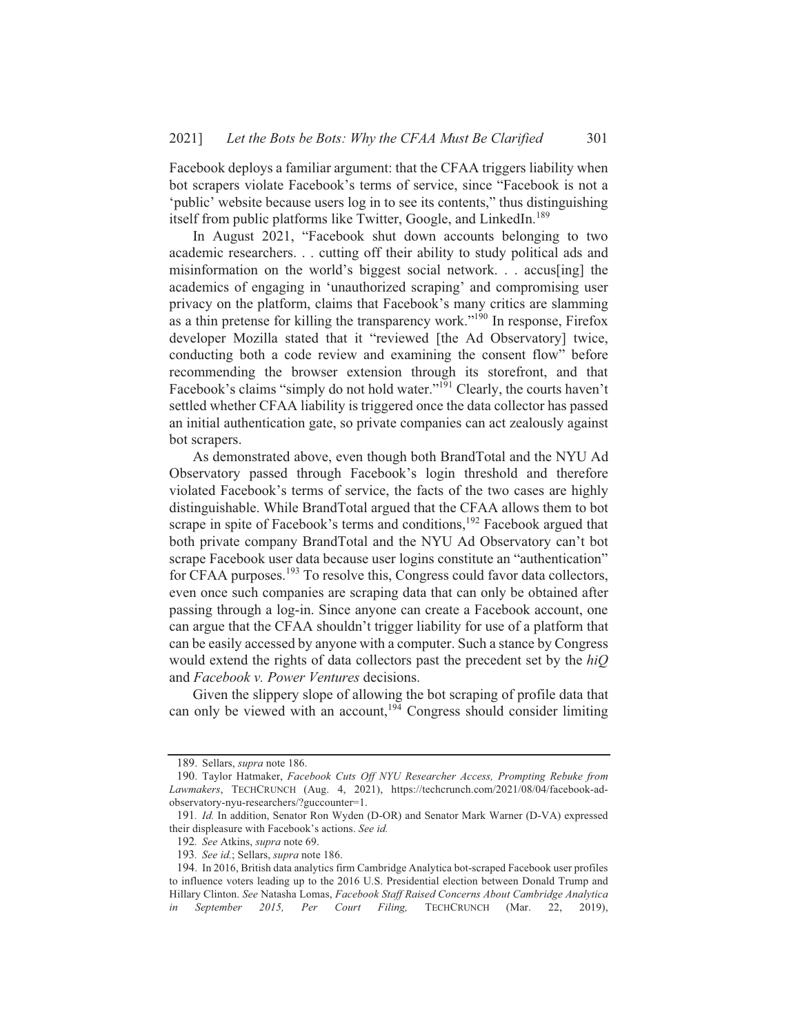Facebook deploys a familiar argument: that the CFAA triggers liability when bot scrapers violate Facebook's terms of service, since "Facebook is not a 'public' website because users log in to see its contents," thus distinguishing itself from public platforms like Twitter, Google, and LinkedIn.[189]

In August 2021, "Facebook shut down accounts belonging to two academic researchers. . . cutting off their ability to study political ads and misinformation on the world's biggest social network. . . accus[ing] the academics of engaging in 'unauthorized scraping' and compromising user privacy on the platform, claims that Facebook's many critics are slamming as a thin pretense for killing the transparency work."[190] In response, Firefox developer Mozilla stated that it "reviewed [the Ad Observatory] twice, conducting both a code review and examining the consent flow" before recommending the browser extension through its storefront, and that Facebook's claims "simply do not hold water."[191] Clearly, the courts haven't settled whether CFAA liability is triggered once the data collector has passed an initial authentication gate, so private companies can act zealously against bot scrapers.

As demonstrated above, even though both BrandTotal and the NYU Ad Observatory passed through Facebook's login threshold and therefore violated Facebook's terms of service, the facts of the two cases are highly distinguishable. While BrandTotal argued that the CFAA allows them to bot scrape in spite of Facebook's terms and conditions,[192] Facebook argued that both private company BrandTotal and the NYU Ad Observatory can't bot scrape Facebook user data because user logins constitute an "authentication" for CFAA purposes.[193] To resolve this, Congress could favor data collectors, even once such companies are scraping data that can only be obtained after passing through a log-in. Since anyone can create a Facebook account, one can argue that the CFAA shouldn't trigger liability for use of a platform that can be easily accessed by anyone with a computer. Such a stance by Congress would extend the rights of data collectors past the precedent set by the *hiQ* and *Facebook v. Power Ventures* decisions.

Given the slippery slope of allowing the bot scraping of profile data that can only be viewed with an account,[194] Congress should consider limiting

---

189. Sellars, *supra* note 186.

190. Taylor Hatmaker, *Facebook Cuts Off NYU Researcher Access, Prompting Rebuke from Lawmakers*, TECHCRUNCH (Aug. 4, 2021), https://techcrunch.com/2021/08/04/facebook-ad-observatory-nyu-researchers/?guccounter=1.

191. *Id.* In addition, Senator Ron Wyden (D-OR) and Senator Mark Warner (D-VA) expressed their displeasure with Facebook's actions. *See id.*

192. *See* Atkins, *supra* note 69.

193. *See id.*; Sellars, *supra* note 186.

194. In 2016, British data analytics firm Cambridge Analytica bot-scraped Facebook user profiles to influence voters leading up to the 2016 U.S. Presidential election between Donald Trump and Hillary Clinton. *See* Natasha Lomas, *Facebook Staff Raised Concerns About Cambridge Analytica in September 2015, Per Court Filing,* TECHCRUNCH (Mar. 22, 2019),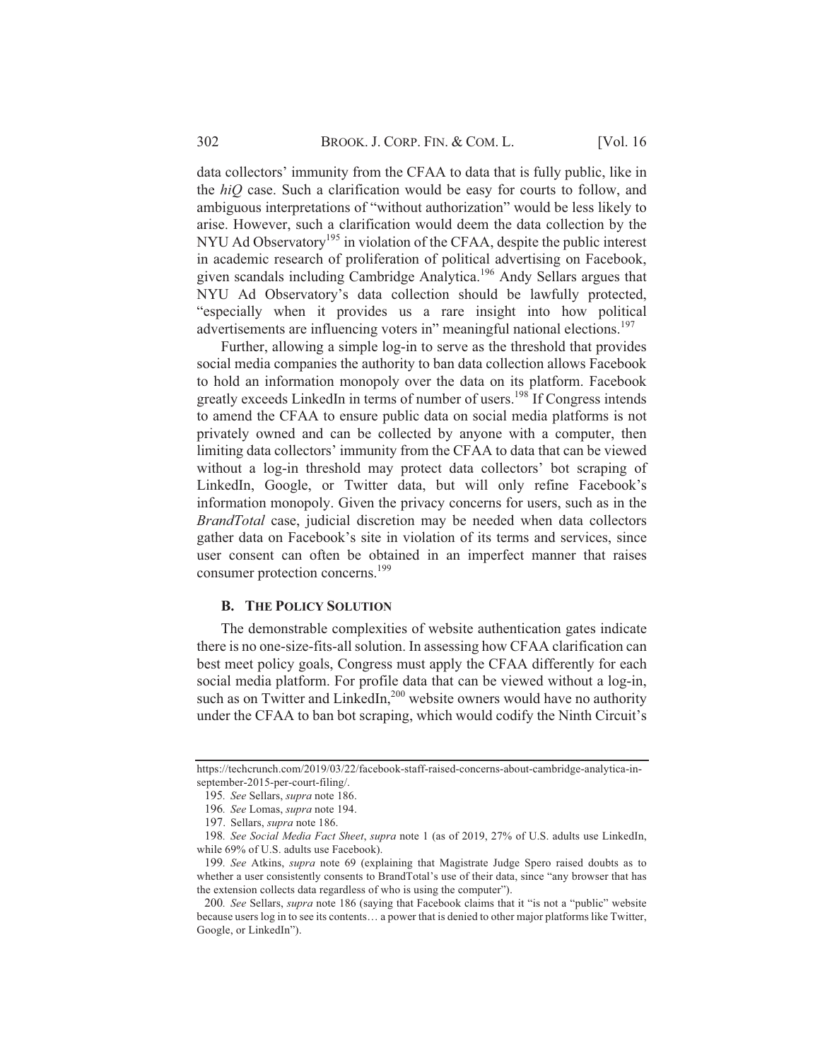data collectors' immunity from the CFAA to data that is fully public, like in the *hiQ* case. Such a clarification would be easy for courts to follow, and ambiguous interpretations of "without authorization" would be less likely to arise. However, such a clarification would deem the data collection by the NYU Ad Observatory[195] in violation of the CFAA, despite the public interest in academic research of proliferation of political advertising on Facebook, given scandals including Cambridge Analytica.[196] Andy Sellars argues that NYU Ad Observatory's data collection should be lawfully protected, "especially when it provides us a rare insight into how political advertisements are influencing voters in" meaningful national elections.[197]

Further, allowing a simple log-in to serve as the threshold that provides social media companies the authority to ban data collection allows Facebook to hold an information monopoly over the data on its platform. Facebook greatly exceeds LinkedIn in terms of number of users.[198] If Congress intends to amend the CFAA to ensure public data on social media platforms is not privately owned and can be collected by anyone with a computer, then limiting data collectors' immunity from the CFAA to data that can be viewed without a log-in threshold may protect data collectors' bot scraping of LinkedIn, Google, or Twitter data, but will only refine Facebook's information monopoly. Given the privacy concerns for users, such as in the *BrandTotal* case, judicial discretion may be needed when data collectors gather data on Facebook's site in violation of its terms and services, since user consent can often be obtained in an imperfect manner that raises consumer protection concerns.[199]

### B. THE POLICY SOLUTION

The demonstrable complexities of website authentication gates indicate there is no one-size-fits-all solution. In assessing how CFAA clarification can best meet policy goals, Congress must apply the CFAA differently for each social media platform. For profile data that can be viewed without a log-in, such as on Twitter and LinkedIn,[200] website owners would have no authority under the CFAA to ban bot scraping, which would codify the Ninth Circuit's

---

https://techcrunch.com/2019/03/22/facebook-staff-raised-concerns-about-cambridge-analytica-in-september-2015-per-court-filing/.

195. *See* Sellars, *supra* note 186.

196. *See* Lomas, *supra* note 194.

197. Sellars, *supra* note 186.

198. *See Social Media Fact Sheet*, *supra* note 1 (as of 2019, 27% of U.S. adults use LinkedIn, while 69% of U.S. adults use Facebook).

199. *See* Atkins, *supra* note 69 (explaining that Magistrate Judge Spero raised doubts as to whether a user consistently consents to BrandTotal's use of their data, since "any browser that has the extension collects data regardless of who is using the computer").

200. *See* Sellars, *supra* note 186 (saying that Facebook claims that it "is not a "public" website because users log in to see its contents… a power that is denied to other major platforms like Twitter, Google, or LinkedIn").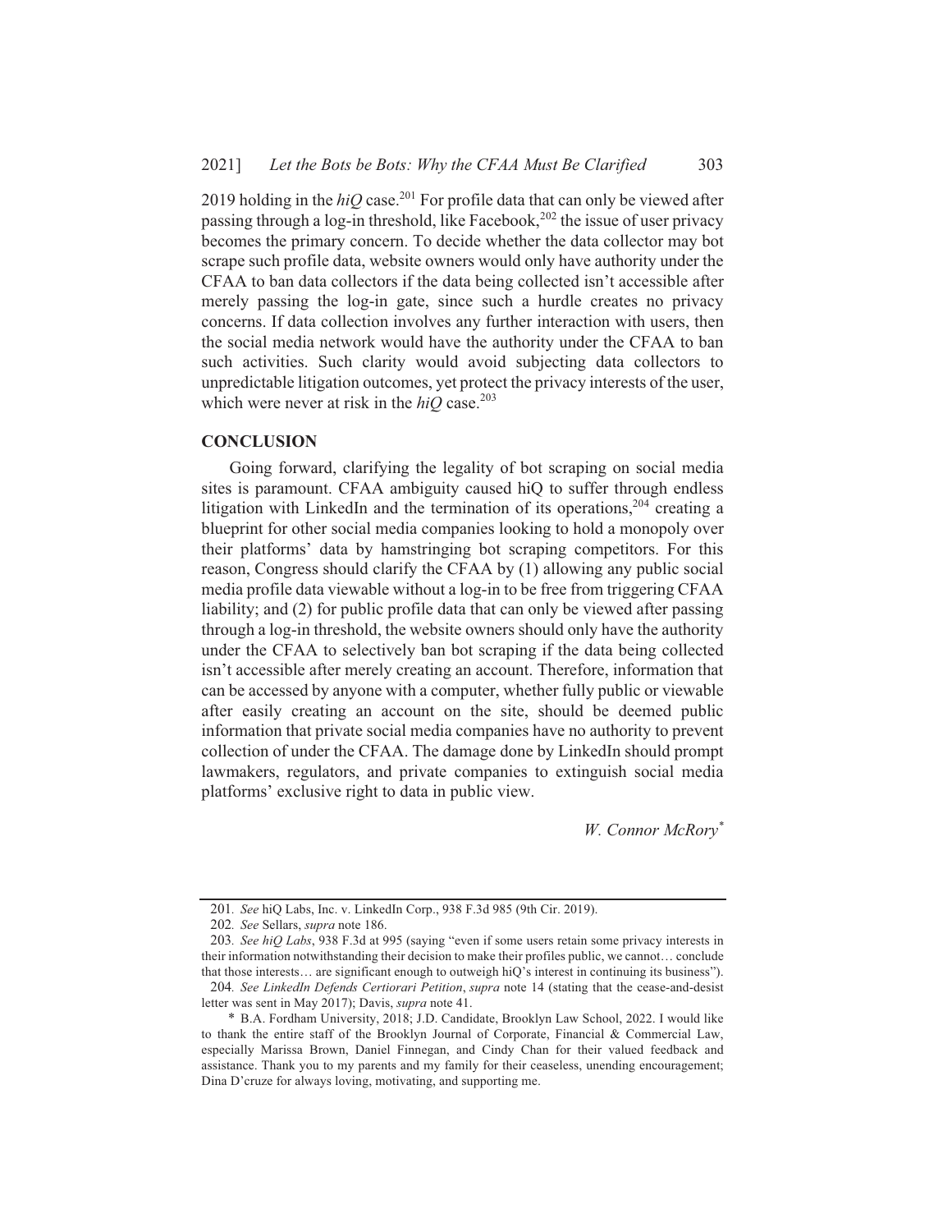2019 holding in the *hiQ* case.[201] For profile data that can only be viewed after passing through a log-in threshold, like Facebook,[202] the issue of user privacy becomes the primary concern. To decide whether the data collector may bot scrape such profile data, website owners would only have authority under the CFAA to ban data collectors if the data being collected isn't accessible after merely passing the log-in gate, since such a hurdle creates no privacy concerns. If data collection involves any further interaction with users, then the social media network would have the authority under the CFAA to ban such activities. Such clarity would avoid subjecting data collectors to unpredictable litigation outcomes, yet protect the privacy interests of the user, which were never at risk in the *hiQ* case.[203]

## CONCLUSION

Going forward, clarifying the legality of bot scraping on social media sites is paramount. CFAA ambiguity caused hiQ to suffer through endless litigation with LinkedIn and the termination of its operations,[204] creating a blueprint for other social media companies looking to hold a monopoly over their platforms' data by hamstringing bot scraping competitors. For this reason, Congress should clarify the CFAA by (1) allowing any public social media profile data viewable without a log-in to be free from triggering CFAA liability; and (2) for public profile data that can only be viewed after passing through a log-in threshold, the website owners should only have the authority under the CFAA to selectively ban bot scraping if the data being collected isn't accessible after merely creating an account. Therefore, information that can be accessed by anyone with a computer, whether fully public or viewable after easily creating an account on the site, should be deemed public information that private social media companies have no authority to prevent collection of under the CFAA. The damage done by LinkedIn should prompt lawmakers, regulators, and private companies to extinguish social media platforms' exclusive right to data in public view.

*W. Connor McRory*[*]

---

201. *See* hiQ Labs, Inc. v. LinkedIn Corp., 938 F.3d 985 (9th Cir. 2019).

202. *See* Sellars, *supra* note 186.

203. *See hiQ Labs*, 938 F.3d at 995 (saying "even if some users retain some privacy interests in their information notwithstanding their decision to make their profiles public, we cannot… conclude that those interests… are significant enough to outweigh hiQ's interest in continuing its business").

204. *See LinkedIn Defends Certiorari Petition*, *supra* note 14 (stating that the cease-and-desist letter was sent in May 2017); Davis, *supra* note 41.

\* B.A. Fordham University, 2018; J.D. Candidate, Brooklyn Law School, 2022. I would like to thank the entire staff of the Brooklyn Journal of Corporate, Financial & Commercial Law, especially Marissa Brown, Daniel Finnegan, and Cindy Chan for their valued feedback and assistance. Thank you to my parents and my family for their ceaseless, unending encouragement; Dina D'cruze for always loving, motivating, and supporting me.